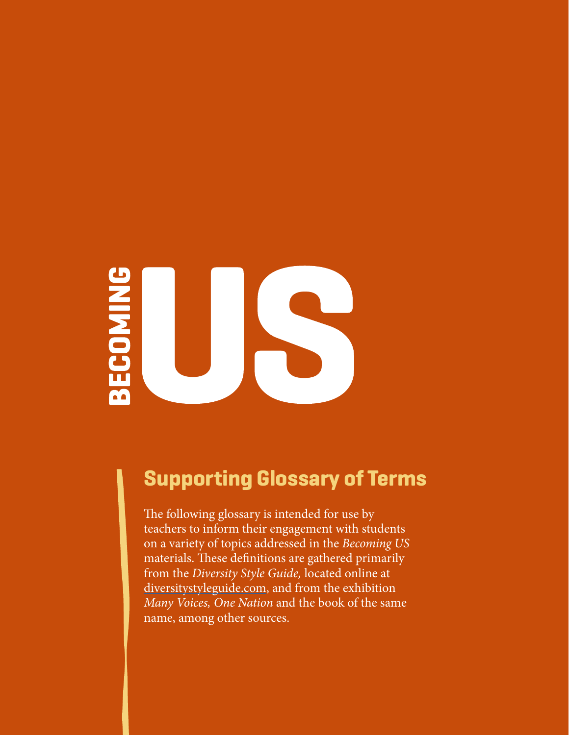# BECOMING US

## Supporting Glossary of Terms

The following glossary is intended for use by teachers to inform their engagement with students on a variety of topics addressed in the *Becoming US* materials. These definitions are gathered primarily from the *Diversity Style Guide,* located online at diversitystyleguide.com, and from the exhibition *Many Voices, One Nation* and the book of the same name, among other sources.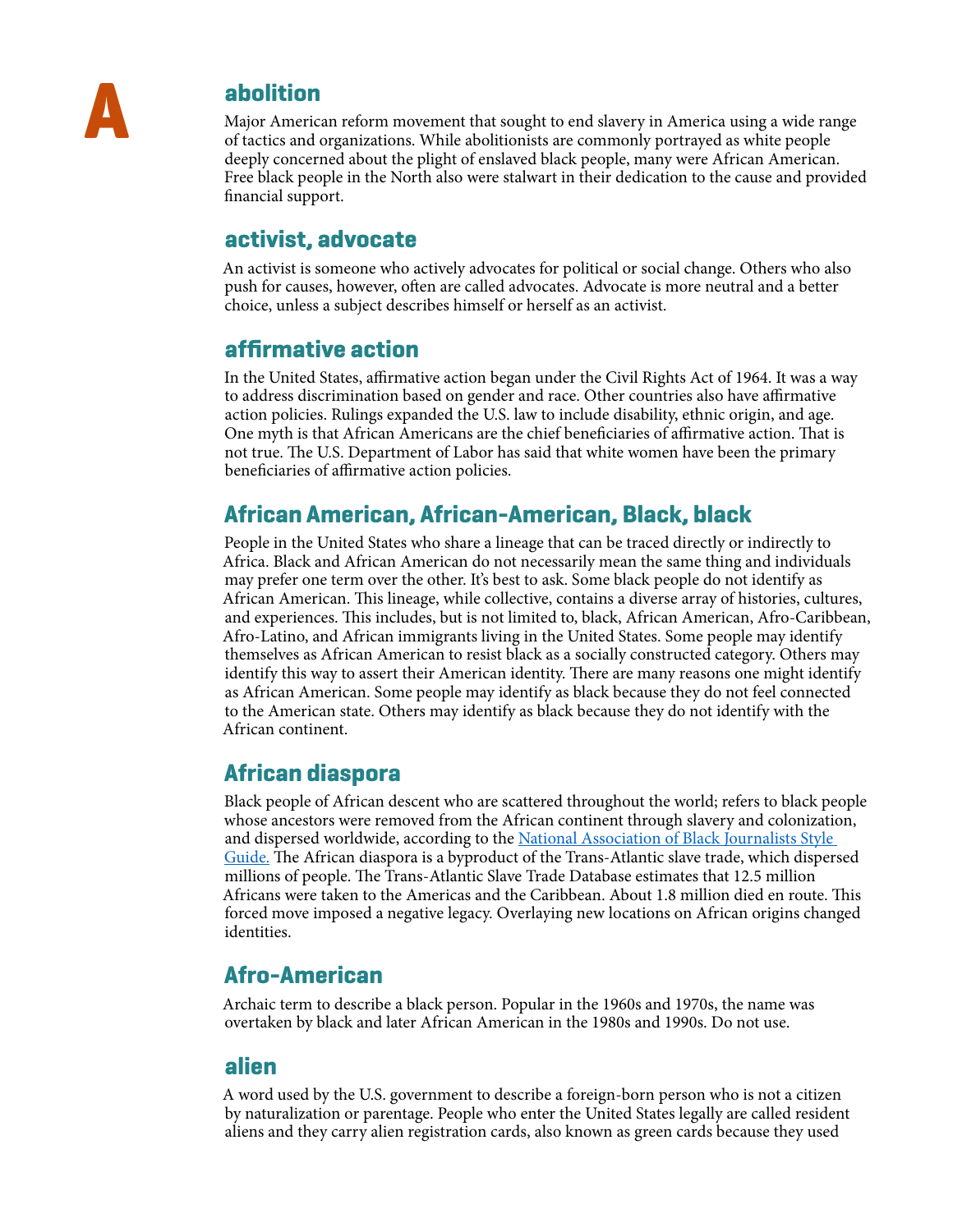# A

## abolition

Major American reform movement that sought to end slavery in America using a wide range of tactics and organizations. While abolitionists are commonly portrayed as white people deeply concerned about the plight of enslaved black people, many were African American. Free black people in the North also were stalwart in their dedication to the cause and provided financial support.

## activist, advocate

An activist is someone who actively advocates for political or social change. Others who also push for causes, however, often are called advocates. Advocate is more neutral and a better choice, unless a subject describes himself or herself as an activist.

## affirmative action

In the United States, affirmative action began under the Civil Rights Act of 1964. It was a way to address discrimination based on gender and race. Other countries also have affirmative action policies. Rulings expanded the U.S. law to include disability, ethnic origin, and age. One myth is that African Americans are the chief beneficiaries of affirmative action. That is not true. The U.S. Department of Labor has said that white women have been the primary beneficiaries of affirmative action policies.

## African American, African-American, Black, black

People in the United States who share a lineage that can be traced directly or indirectly to Africa. Black and African American do not necessarily mean the same thing and individuals may prefer one term over the other. It's best to ask. Some black people do not identify as African American. This lineage, while collective, contains a diverse array of histories, cultures, and experiences. This includes, but is not limited to, black, African American, Afro-Caribbean, Afro-Latino, and African immigrants living in the United States. Some people may identify themselves as African American to resist black as a socially constructed category. Others may identify this way to assert their American identity. There are many reasons one might identify as African American. Some people may identify as black because they do not feel connected to the American state. Others may identify as black because they do not identify with the African continent.

## African diaspora

Black people of African descent who are scattered throughout the world; refers to black people whose ancestors were removed from the African continent through slavery and colonization, and dispersed worldwide, according to the [National Association of Black Journalists Style Guide.]() The African diaspora is a byproduct of the Trans-Atlantic slave trade, which dispersed millions of people. The Trans-Atlantic Slave Trade Database estimates that 12.5 million Africans were taken to the Americas and the Caribbean. About 1.8 million died en route. This forced move imposed a negative legacy. Overlaying new locations on African origins changed identities.

## Afro-American

Archaic term to describe a black person. Popular in the 1960s and 1970s, the name was overtaken by black and later African American in the 1980s and 1990s. Do not use.

## alien

A word used by the U.S. government to describe a foreign-born person who is not a citizen by naturalization or parentage. People who enter the United States legally are called resident aliens and they carry alien registration cards, also known as green cards because they used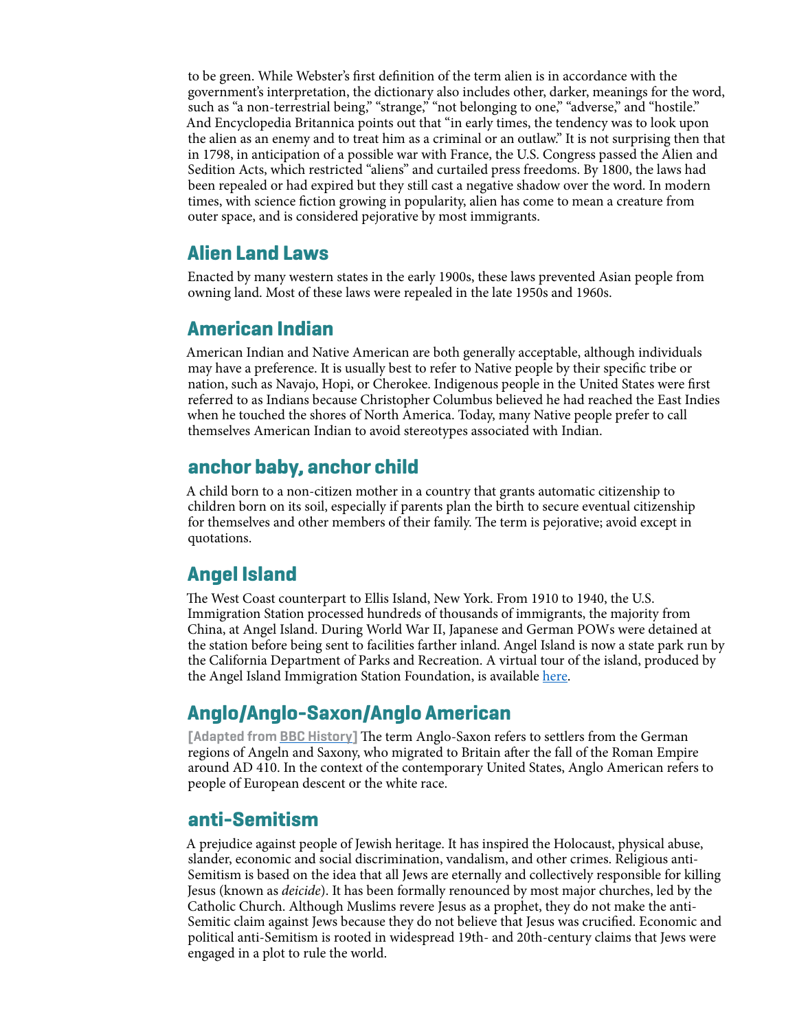to be green. While Webster's first definition of the term alien is in accordance with the government's interpretation, the dictionary also includes other, darker, meanings for the word, such as "a non-terrestrial being," "strange," "not belonging to one," "adverse," and "hostile." And Encyclopedia Britannica points out that "in early times, the tendency was to look upon the alien as an enemy and to treat him as a criminal or an outlaw." It is not surprising then that in 1798, in anticipation of a possible war with France, the U.S. Congress passed the Alien and Sedition Acts, which restricted "aliens" and curtailed press freedoms. By 1800, the laws had been repealed or had expired but they still cast a negative shadow over the word. In modern times, with science fiction growing in popularity, alien has come to mean a creature from outer space, and is considered pejorative by most immigrants.

## Alien Land Laws

Enacted by many western states in the early 1900s, these laws prevented Asian people from owning land. Most of these laws were repealed in the late 1950s and 1960s.

## American Indian

American Indian and Native American are both generally acceptable, although individuals may have a preference. It is usually best to refer to Native people by their specific tribe or nation, such as Navajo, Hopi, or Cherokee. Indigenous people in the United States were first referred to as Indians because Christopher Columbus believed he had reached the East Indies when he touched the shores of North America. Today, many Native people prefer to call themselves American Indian to avoid stereotypes associated with Indian.

## anchor baby, anchor child

A child born to a non-citizen mother in a country that grants automatic citizenship to children born on its soil, especially if parents plan the birth to secure eventual citizenship for themselves and other members of their family. The term is pejorative; avoid except in quotations.

## Angel Island

The West Coast counterpart to Ellis Island, New York. From 1910 to 1940, the U.S. Immigration Station processed hundreds of thousands of immigrants, the majority from China, at Angel Island. During World War II, Japanese and German POWs were detained at the station before being sent to facilities farther inland. Angel Island is now a state park run by the California Department of Parks and Recreation. A virtual tour of the island, produced by the Angel Island Immigration Station Foundation, is available here.

## Anglo/Anglo-Saxon/Anglo American

**[Adapted from BBC History]** The term Anglo-Saxon refers to settlers from the German regions of Angeln and Saxony, who migrated to Britain after the fall of the Roman Empire around AD 410. In the context of the contemporary United States, Anglo American refers to people of European descent or the white race.

## anti-Semitism

A prejudice against people of Jewish heritage. It has inspired the Holocaust, physical abuse, slander, economic and social discrimination, vandalism, and other crimes. Religious anti-Semitism is based on the idea that all Jews are eternally and collectively responsible for killing Jesus (known as *deicide*). It has been formally renounced by most major churches, led by the Catholic Church. Although Muslims revere Jesus as a prophet, they do not make the anti-Semitic claim against Jews because they do not believe that Jesus was crucified. Economic and political anti-Semitism is rooted in widespread 19th- and 20th-century claims that Jews were engaged in a plot to rule the world.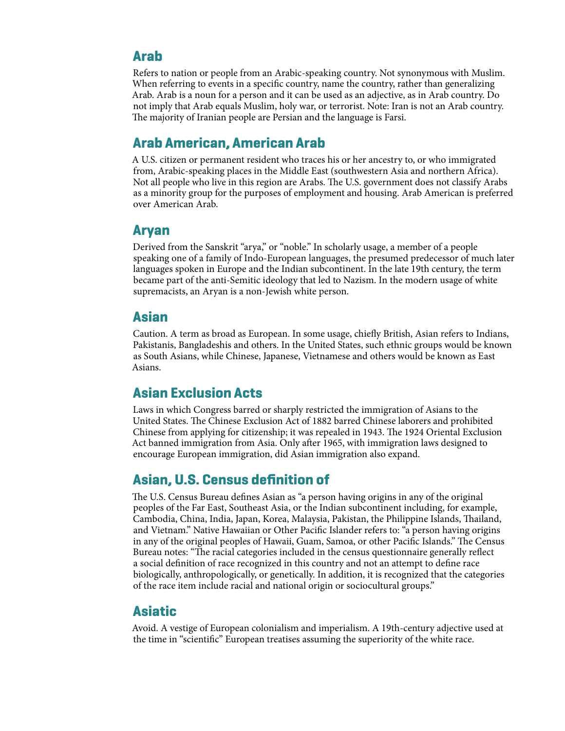## Arab

Refers to nation or people from an Arabic-speaking country. Not synonymous with Muslim. When referring to events in a specific country, name the country, rather than generalizing Arab. Arab is a noun for a person and it can be used as an adjective, as in Arab country. Do not imply that Arab equals Muslim, holy war, or terrorist. Note: Iran is not an Arab country. The majority of Iranian people are Persian and the language is Farsi.

## Arab American, American Arab

A U.S. citizen or permanent resident who traces his or her ancestry to, or who immigrated from, Arabic-speaking places in the Middle East (southwestern Asia and northern Africa). Not all people who live in this region are Arabs. The U.S. government does not classify Arabs as a minority group for the purposes of employment and housing. Arab American is preferred over American Arab.

## Aryan

Derived from the Sanskrit "arya," or "noble." In scholarly usage, a member of a people speaking one of a family of Indo-European languages, the presumed predecessor of much later languages spoken in Europe and the Indian subcontinent. In the late 19th century, the term became part of the anti-Semitic ideology that led to Nazism. In the modern usage of white supremacists, an Aryan is a non-Jewish white person.

## Asian

Caution. A term as broad as European. In some usage, chiefly British, Asian refers to Indians, Pakistanis, Bangladeshis and others. In the United States, such ethnic groups would be known as South Asians, while Chinese, Japanese, Vietnamese and others would be known as East Asians.

## Asian Exclusion Acts

Laws in which Congress barred or sharply restricted the immigration of Asians to the United States. The Chinese Exclusion Act of 1882 barred Chinese laborers and prohibited Chinese from applying for citizenship; it was repealed in 1943. The 1924 Oriental Exclusion Act banned immigration from Asia. Only after 1965, with immigration laws designed to encourage European immigration, did Asian immigration also expand.

## Asian, U.S. Census definition of

The U.S. Census Bureau defines Asian as "a person having origins in any of the original peoples of the Far East, Southeast Asia, or the Indian subcontinent including, for example, Cambodia, China, India, Japan, Korea, Malaysia, Pakistan, the Philippine Islands, Thailand, and Vietnam." Native Hawaiian or Other Pacific Islander refers to: "a person having origins in any of the original peoples of Hawaii, Guam, Samoa, or other Pacific Islands." The Census Bureau notes: "The racial categories included in the census questionnaire generally reflect a social definition of race recognized in this country and not an attempt to define race biologically, anthropologically, or genetically. In addition, it is recognized that the categories of the race item include racial and national origin or sociocultural groups."

## Asiatic

Avoid. A vestige of European colonialism and imperialism. A 19th-century adjective used at the time in "scientific" European treatises assuming the superiority of the white race.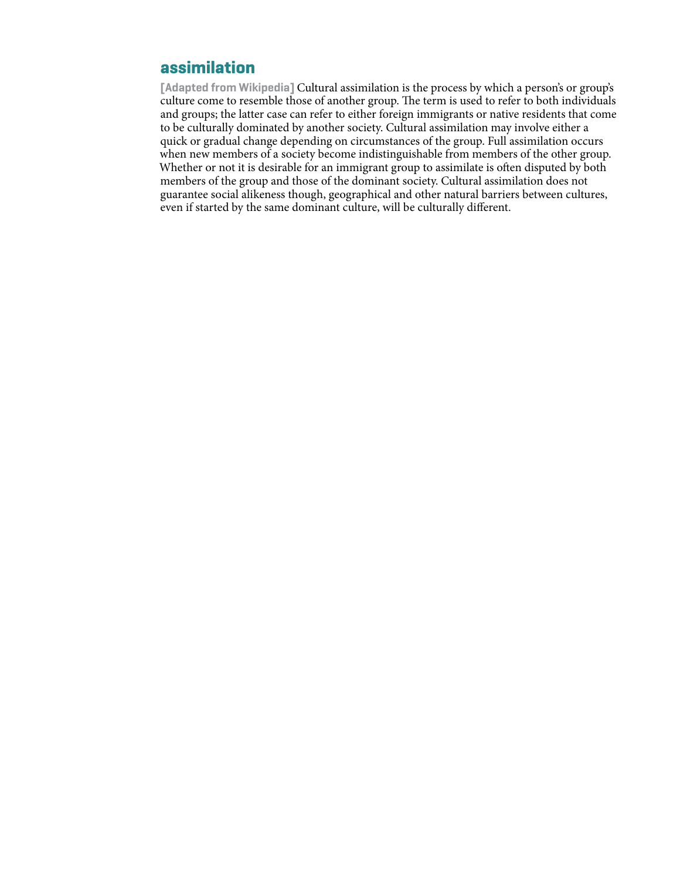## assimilation

**[Adapted from Wikipedia]** Cultural assimilation is the process by which a person's or group's culture come to resemble those of another group. The term is used to refer to both individuals and groups; the latter case can refer to either foreign immigrants or native residents that come to be culturally dominated by another society. Cultural assimilation may involve either a quick or gradual change depending on circumstances of the group. Full assimilation occurs when new members of a society become indistinguishable from members of the other group. Whether or not it is desirable for an immigrant group to assimilate is often disputed by both members of the group and those of the dominant society. Cultural assimilation does not guarantee social alikeness though, geographical and other natural barriers between cultures, even if started by the same dominant culture, will be culturally different.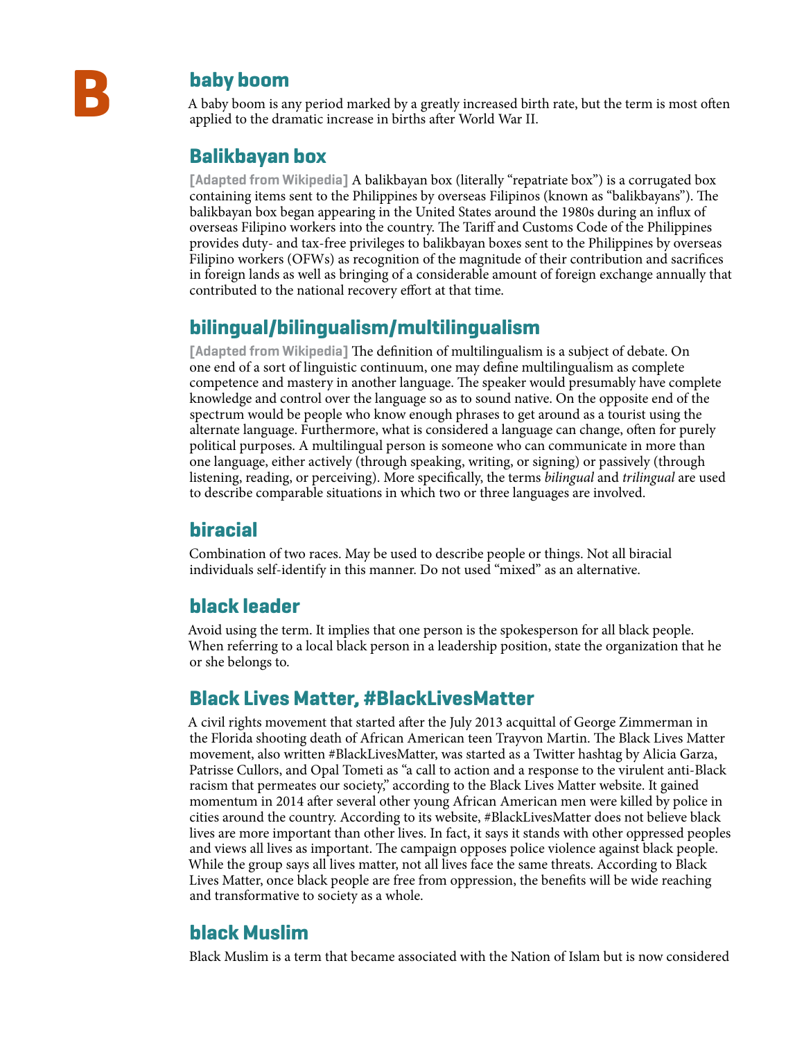# B

## baby boom

A baby boom is any period marked by a greatly increased birth rate, but the term is most often applied to the dramatic increase in births after World War II.

## Balikbayan box

**[Adapted from Wikipedia]** A balikbayan box (literally "repatriate box") is a corrugated box containing items sent to the Philippines by overseas Filipinos (known as "balikbayans"). The balikbayan box began appearing in the United States around the 1980s during an influx of overseas Filipino workers into the country. The Tariff and Customs Code of the Philippines provides duty- and tax-free privileges to balikbayan boxes sent to the Philippines by overseas Filipino workers (OFWs) as recognition of the magnitude of their contribution and sacrifices in foreign lands as well as bringing of a considerable amount of foreign exchange annually that contributed to the national recovery effort at that time.

## bilingual/bilingualism/multilingualism

**[Adapted from Wikipedia]** The definition of multilingualism is a subject of debate. On one end of a sort of linguistic continuum, one may define multilingualism as complete competence and mastery in another language. The speaker would presumably have complete knowledge and control over the language so as to sound native. On the opposite end of the spectrum would be people who know enough phrases to get around as a tourist using the alternate language. Furthermore, what is considered a language can change, often for purely political purposes. A multilingual person is someone who can communicate in more than one language, either actively (through speaking, writing, or signing) or passively (through listening, reading, or perceiving). More specifically, the terms *bilingual* and *trilingual* are used to describe comparable situations in which two or three languages are involved.

## biracial

Combination of two races. May be used to describe people or things. Not all biracial individuals self-identify in this manner. Do not used "mixed" as an alternative.

## black leader

Avoid using the term. It implies that one person is the spokesperson for all black people. When referring to a local black person in a leadership position, state the organization that he or she belongs to.

## Black Lives Matter, #BlackLivesMatter

A civil rights movement that started after the July 2013 acquittal of George Zimmerman in the Florida shooting death of African American teen Trayvon Martin. The Black Lives Matter movement, also written #BlackLivesMatter, was started as a Twitter hashtag by Alicia Garza, Patrisse Cullors, and Opal Tometi as "a call to action and a response to the virulent anti-Black racism that permeates our society," according to the Black Lives Matter website. It gained momentum in 2014 after several other young African American men were killed by police in cities around the country. According to its website, #BlackLivesMatter does not believe black lives are more important than other lives. In fact, it says it stands with other oppressed peoples and views all lives as important. The campaign opposes police violence against black people. While the group says all lives matter, not all lives face the same threats. According to Black Lives Matter, once black people are free from oppression, the benefits will be wide reaching and transformative to society as a whole.

## black Muslim

Black Muslim is a term that became associated with the Nation of Islam but is now considered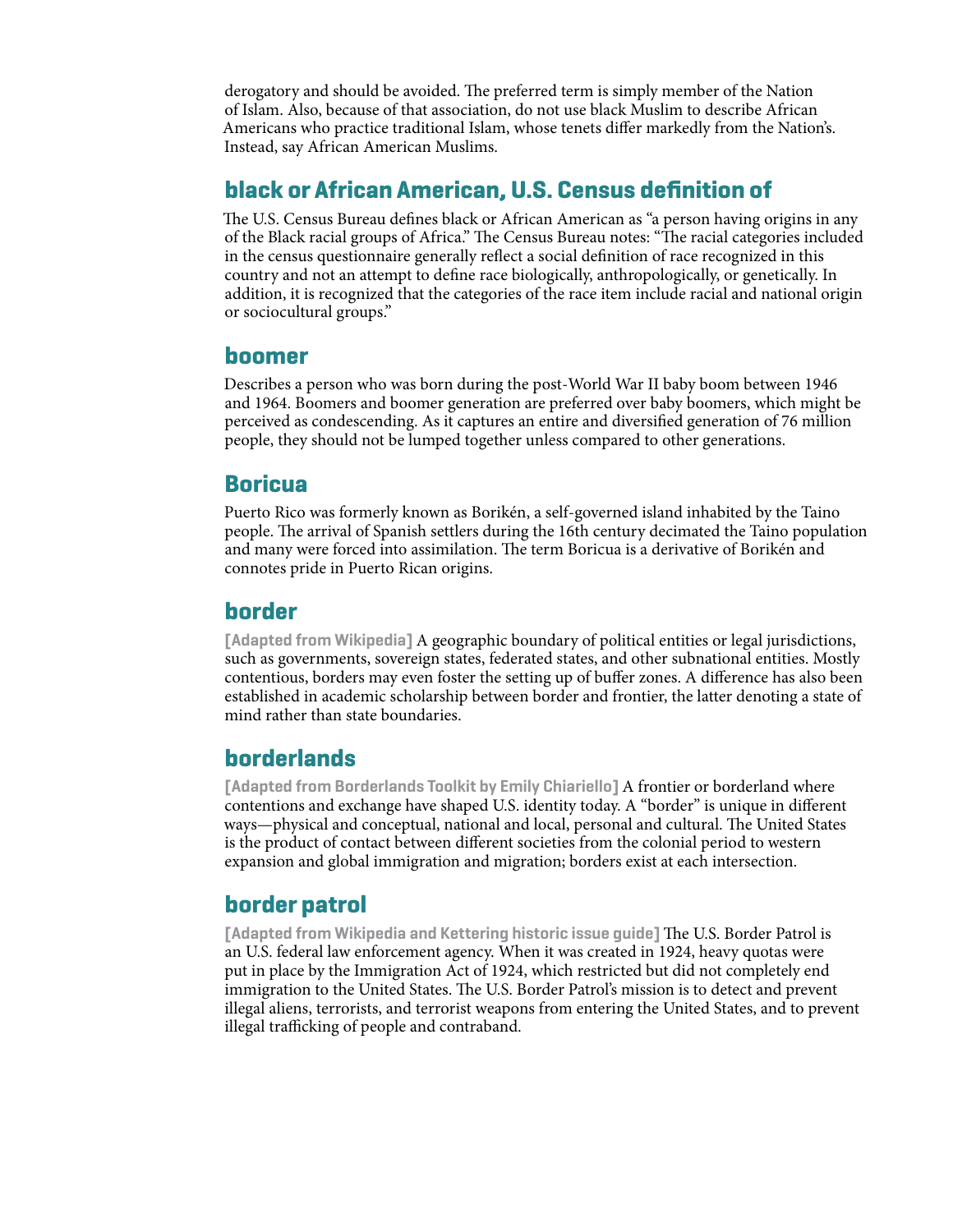derogatory and should be avoided. The preferred term is simply member of the Nation of Islam. Also, because of that association, do not use black Muslim to describe African Americans who practice traditional Islam, whose tenets differ markedly from the Nation's. Instead, say African American Muslims.

## black or African American, U.S. Census definition of

The U.S. Census Bureau defines black or African American as "a person having origins in any of the Black racial groups of Africa." The Census Bureau notes: "The racial categories included in the census questionnaire generally reflect a social definition of race recognized in this country and not an attempt to define race biologically, anthropologically, or genetically. In addition, it is recognized that the categories of the race item include racial and national origin or sociocultural groups."

## boomer

Describes a person who was born during the post-World War II baby boom between 1946 and 1964. Boomers and boomer generation are preferred over baby boomers, which might be perceived as condescending. As it captures an entire and diversified generation of 76 million people, they should not be lumped together unless compared to other generations.

## Boricua

Puerto Rico was formerly known as Borikén, a self-governed island inhabited by the Taino people. The arrival of Spanish settlers during the 16th century decimated the Taino population and many were forced into assimilation. The term Boricua is a derivative of Borikén and connotes pride in Puerto Rican origins.

## border

**[Adapted from Wikipedia]** A geographic boundary of political entities or legal jurisdictions, such as governments, sovereign states, federated states, and other subnational entities. Mostly contentious, borders may even foster the setting up of buffer zones. A difference has also been established in academic scholarship between border and frontier, the latter denoting a state of mind rather than state boundaries.

## borderlands

**[Adapted from Borderlands Toolkit by Emily Chiariello]** A frontier or borderland where contentions and exchange have shaped U.S. identity today. A "border" is unique in different ways—physical and conceptual, national and local, personal and cultural. The United States is the product of contact between different societies from the colonial period to western expansion and global immigration and migration; borders exist at each intersection.

## border patrol

**[Adapted from Wikipedia and Kettering historic issue guide]** The U.S. Border Patrol is an U.S. federal law enforcement agency. When it was created in 1924, heavy quotas were put in place by the Immigration Act of 1924, which restricted but did not completely end immigration to the United States. The U.S. Border Patrol's mission is to detect and prevent illegal aliens, terrorists, and terrorist weapons from entering the United States, and to prevent illegal trafficking of people and contraband.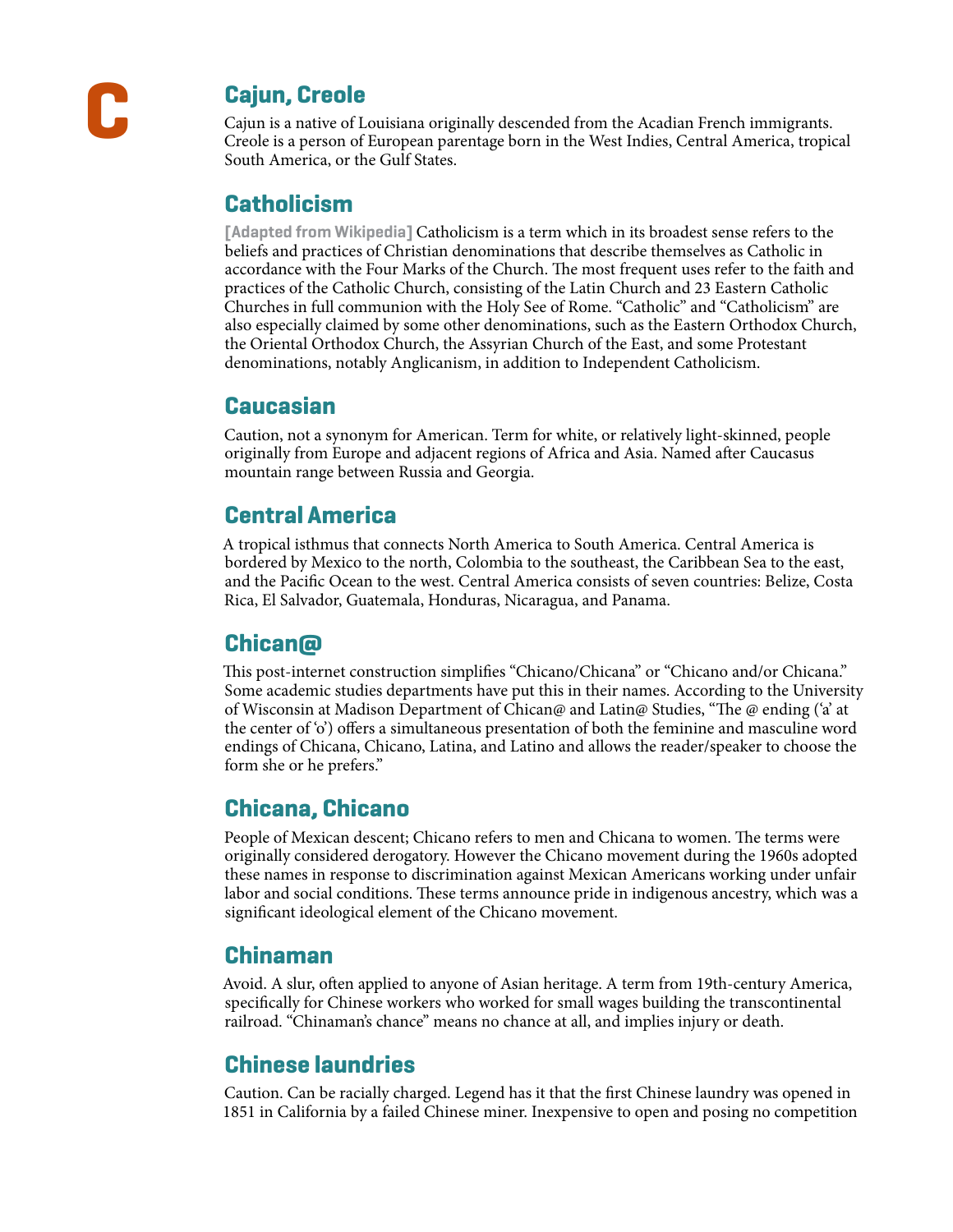# C

## Cajun, Creole

Cajun is a native of Louisiana originally descended from the Acadian French immigrants. Creole is a person of European parentage born in the West Indies, Central America, tropical South America, or the Gulf States.

## Catholicism

**[Adapted from Wikipedia]** Catholicism is a term which in its broadest sense refers to the beliefs and practices of Christian denominations that describe themselves as Catholic in accordance with the Four Marks of the Church. The most frequent uses refer to the faith and practices of the Catholic Church, consisting of the Latin Church and 23 Eastern Catholic Churches in full communion with the Holy See of Rome. “Catholic” and “Catholicism” are also especially claimed by some other denominations, such as the Eastern Orthodox Church, the Oriental Orthodox Church, the Assyrian Church of the East, and some Protestant denominations, notably Anglicanism, in addition to Independent Catholicism.

## Caucasian

Caution, not a synonym for American. Term for white, or relatively light-skinned, people originally from Europe and adjacent regions of Africa and Asia. Named after Caucasus mountain range between Russia and Georgia.

## Central America

A tropical isthmus that connects North America to South America. Central America is bordered by Mexico to the north, Colombia to the southeast, the Caribbean Sea to the east, and the Pacific Ocean to the west. Central America consists of seven countries: Belize, Costa Rica, El Salvador, Guatemala, Honduras, Nicaragua, and Panama.

## Chican@

This post-internet construction simplifies “Chicano/Chicana” or “Chicano and/or Chicana.” Some academic studies departments have put this in their names. According to the University of Wisconsin at Madison Department of Chican@ and Latin@ Studies, “The @ ending (‘a’ at the center of ‘o’) offers a simultaneous presentation of both the feminine and masculine word endings of Chicana, Chicano, Latina, and Latino and allows the reader/speaker to choose the form she or he prefers.”

## Chicana, Chicano

People of Mexican descent; Chicano refers to men and Chicana to women. The terms were originally considered derogatory. However the Chicano movement during the 1960s adopted these names in response to discrimination against Mexican Americans working under unfair labor and social conditions. These terms announce pride in indigenous ancestry, which was a significant ideological element of the Chicano movement.

## Chinaman

Avoid. A slur, often applied to anyone of Asian heritage. A term from 19th-century America, specifically for Chinese workers who worked for small wages building the transcontinental railroad. “Chinaman’s chance” means no chance at all, and implies injury or death.

## Chinese laundries

Caution. Can be racially charged. Legend has it that the first Chinese laundry was opened in 1851 in California by a failed Chinese miner. Inexpensive to open and posing no competition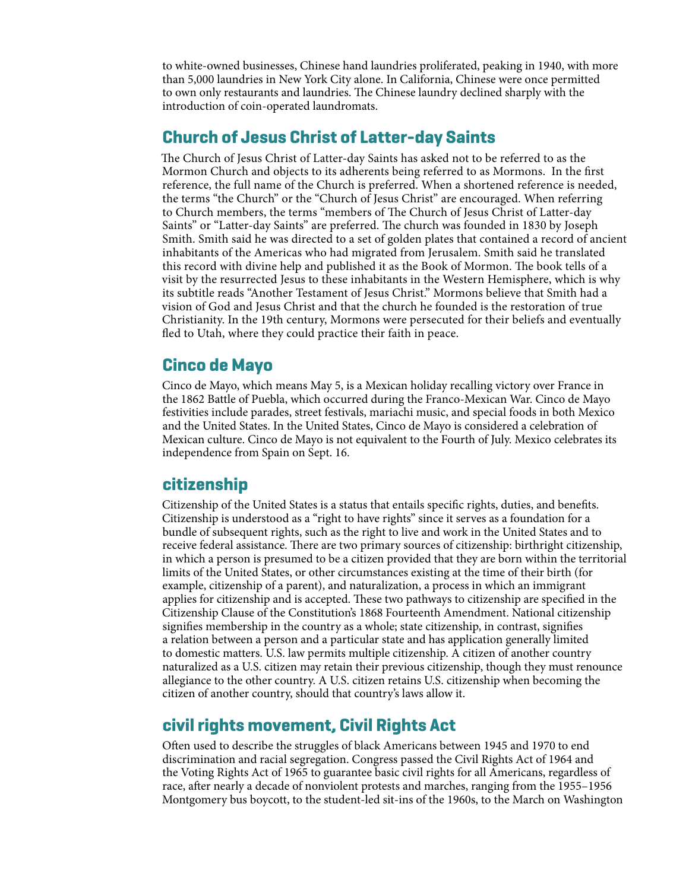to white-owned businesses, Chinese hand laundries proliferated, peaking in 1940, with more than 5,000 laundries in New York City alone. In California, Chinese were once permitted to own only restaurants and laundries. The Chinese laundry declined sharply with the introduction of coin-operated laundromats.

## Church of Jesus Christ of Latter-day Saints

The Church of Jesus Christ of Latter-day Saints has asked not to be referred to as the Mormon Church and objects to its adherents being referred to as Mormons. In the first reference, the full name of the Church is preferred. When a shortened reference is needed, the terms "the Church" or the "Church of Jesus Christ" are encouraged. When referring to Church members, the terms "members of The Church of Jesus Christ of Latter-day Saints" or "Latter-day Saints" are preferred. The church was founded in 1830 by Joseph Smith. Smith said he was directed to a set of golden plates that contained a record of ancient inhabitants of the Americas who had migrated from Jerusalem. Smith said he translated this record with divine help and published it as the Book of Mormon. The book tells of a visit by the resurrected Jesus to these inhabitants in the Western Hemisphere, which is why its subtitle reads "Another Testament of Jesus Christ." Mormons believe that Smith had a vision of God and Jesus Christ and that the church he founded is the restoration of true Christianity. In the 19th century, Mormons were persecuted for their beliefs and eventually fled to Utah, where they could practice their faith in peace.

## Cinco de Mayo

Cinco de Mayo, which means May 5, is a Mexican holiday recalling victory over France in the 1862 Battle of Puebla, which occurred during the Franco-Mexican War. Cinco de Mayo festivities include parades, street festivals, mariachi music, and special foods in both Mexico and the United States. In the United States, Cinco de Mayo is considered a celebration of Mexican culture. Cinco de Mayo is not equivalent to the Fourth of July. Mexico celebrates its independence from Spain on Sept. 16.

## citizenship

Citizenship of the United States is a status that entails specific rights, duties, and benefits. Citizenship is understood as a "right to have rights" since it serves as a foundation for a bundle of subsequent rights, such as the right to live and work in the United States and to receive federal assistance. There are two primary sources of citizenship: birthright citizenship, in which a person is presumed to be a citizen provided that they are born within the territorial limits of the United States, or other circumstances existing at the time of their birth (for example, citizenship of a parent), and naturalization, a process in which an immigrant applies for citizenship and is accepted. These two pathways to citizenship are specified in the Citizenship Clause of the Constitution's 1868 Fourteenth Amendment. National citizenship signifies membership in the country as a whole; state citizenship, in contrast, signifies a relation between a person and a particular state and has application generally limited to domestic matters. U.S. law permits multiple citizenship. A citizen of another country naturalized as a U.S. citizen may retain their previous citizenship, though they must renounce allegiance to the other country. A U.S. citizen retains U.S. citizenship when becoming the citizen of another country, should that country's laws allow it.

## civil rights movement, Civil Rights Act

Often used to describe the struggles of black Americans between 1945 and 1970 to end discrimination and racial segregation. Congress passed the Civil Rights Act of 1964 and the Voting Rights Act of 1965 to guarantee basic civil rights for all Americans, regardless of race, after nearly a decade of nonviolent protests and marches, ranging from the 1955–1956 Montgomery bus boycott, to the student-led sit-ins of the 1960s, to the March on Washington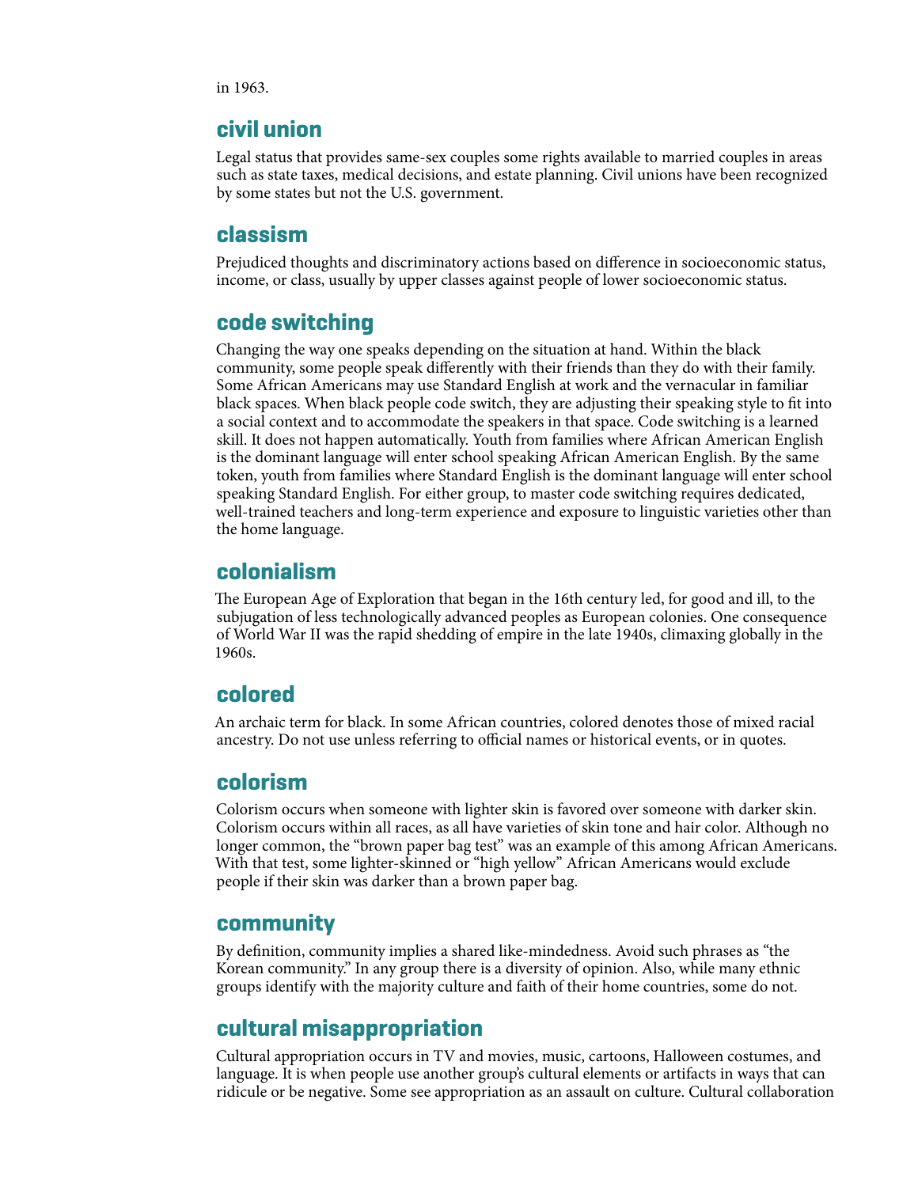in 1963.

## civil union

Legal status that provides same-sex couples some rights available to married couples in areas such as state taxes, medical decisions, and estate planning. Civil unions have been recognized by some states but not the U.S. government.

## classism

Prejudiced thoughts and discriminatory actions based on difference in socioeconomic status, income, or class, usually by upper classes against people of lower socioeconomic status.

## code switching

Changing the way one speaks depending on the situation at hand. Within the black community, some people speak differently with their friends than they do with their family. Some African Americans may use Standard English at work and the vernacular in familiar black spaces. When black people code switch, they are adjusting their speaking style to fit into a social context and to accommodate the speakers in that space. Code switching is a learned skill. It does not happen automatically. Youth from families where African American English is the dominant language will enter school speaking African American English. By the same token, youth from families where Standard English is the dominant language will enter school speaking Standard English. For either group, to master code switching requires dedicated, well-trained teachers and long-term experience and exposure to linguistic varieties other than the home language.

## colonialism

The European Age of Exploration that began in the 16th century led, for good and ill, to the subjugation of less technologically advanced peoples as European colonies. One consequence of World War II was the rapid shedding of empire in the late 1940s, climaxing globally in the 1960s.

## colored

An archaic term for black. In some African countries, colored denotes those of mixed racial ancestry. Do not use unless referring to official names or historical events, or in quotes.

## colorism

Colorism occurs when someone with lighter skin is favored over someone with darker skin. Colorism occurs within all races, as all have varieties of skin tone and hair color. Although no longer common, the "brown paper bag test" was an example of this among African Americans. With that test, some lighter-skinned or "high yellow" African Americans would exclude people if their skin was darker than a brown paper bag.

## community

By definition, community implies a shared like-mindedness. Avoid such phrases as "the Korean community." In any group there is a diversity of opinion. Also, while many ethnic groups identify with the majority culture and faith of their home countries, some do not.

## cultural misappropriation

Cultural appropriation occurs in TV and movies, music, cartoons, Halloween costumes, and language. It is when people use another group's cultural elements or artifacts in ways that can ridicule or be negative. Some see appropriation as an assault on culture. Cultural collaboration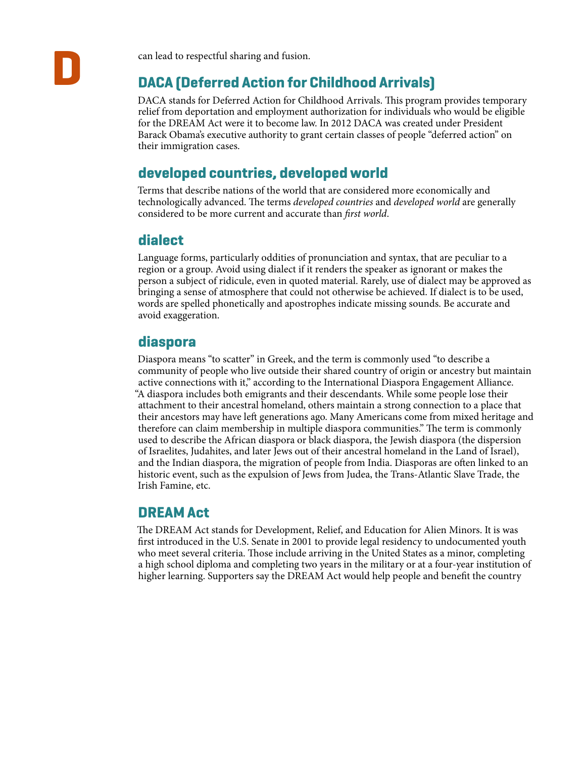can lead to respectful sharing and fusion.

## DACA (Deferred Action for Childhood Arrivals)

DACA stands for Deferred Action for Childhood Arrivals. This program provides temporary relief from deportation and employment authorization for individuals who would be eligible for the DREAM Act were it to become law. In 2012 DACA was created under President Barack Obama's executive authority to grant certain classes of people "deferred action" on their immigration cases.

## developed countries, developed world

Terms that describe nations of the world that are considered more economically and technologically advanced. The terms *developed countries* and *developed world* are generally considered to be more current and accurate than *first world*.

## dialect

Language forms, particularly oddities of pronunciation and syntax, that are peculiar to a region or a group. Avoid using dialect if it renders the speaker as ignorant or makes the person a subject of ridicule, even in quoted material. Rarely, use of dialect may be approved as bringing a sense of atmosphere that could not otherwise be achieved. If dialect is to be used, words are spelled phonetically and apostrophes indicate missing sounds. Be accurate and avoid exaggeration.

## diaspora

Diaspora means "to scatter" in Greek, and the term is commonly used "to describe a community of people who live outside their shared country of origin or ancestry but maintain active connections with it," according to the International Diaspora Engagement Alliance. "A diaspora includes both emigrants and their descendants. While some people lose their attachment to their ancestral homeland, others maintain a strong connection to a place that their ancestors may have left generations ago. Many Americans come from mixed heritage and therefore can claim membership in multiple diaspora communities." The term is commonly used to describe the African diaspora or black diaspora, the Jewish diaspora (the dispersion of Israelites, Judahites, and later Jews out of their ancestral homeland in the Land of Israel), and the Indian diaspora, the migration of people from India. Diasporas are often linked to an historic event, such as the expulsion of Jews from Judea, the Trans-Atlantic Slave Trade, the Irish Famine, etc.

## DREAM Act

The DREAM Act stands for Development, Relief, and Education for Alien Minors. It is was first introduced in the U.S. Senate in 2001 to provide legal residency to undocumented youth who meet several criteria. Those include arriving in the United States as a minor, completing a high school diploma and completing two years in the military or at a four-year institution of higher learning. Supporters say the DREAM Act would help people and benefit the country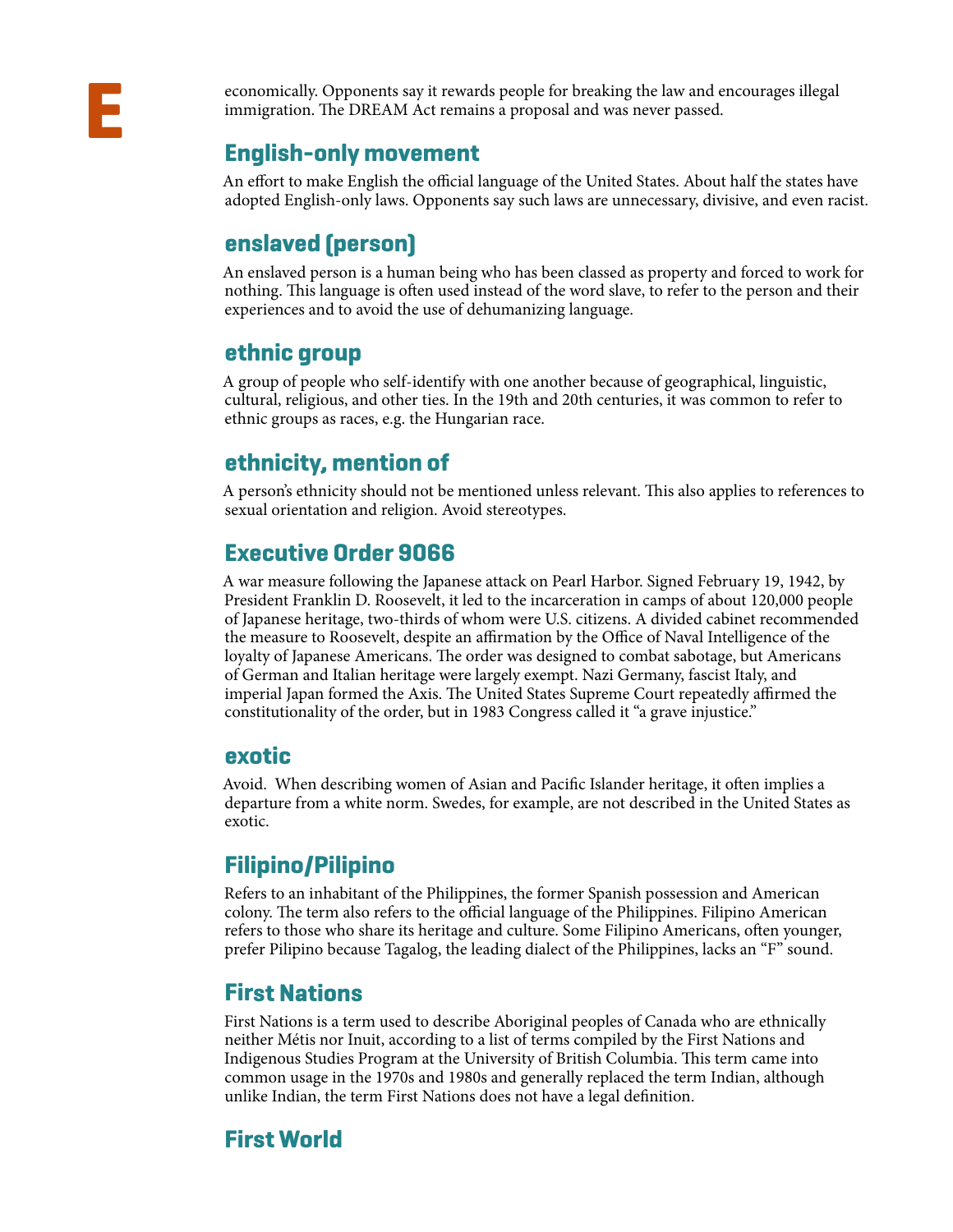economically. Opponents say it rewards people for breaking the law and encourages illegal immigration. The DREAM Act remains a proposal and was never passed.

## English-only movement

An effort to make English the official language of the United States. About half the states have adopted English-only laws. Opponents say such laws are unnecessary, divisive, and even racist.

## enslaved (person)

An enslaved person is a human being who has been classed as property and forced to work for nothing. This language is often used instead of the word slave, to refer to the person and their experiences and to avoid the use of dehumanizing language.

## ethnic group

A group of people who self-identify with one another because of geographical, linguistic, cultural, religious, and other ties. In the 19th and 20th centuries, it was common to refer to ethnic groups as races, e.g. the Hungarian race.

## ethnicity, mention of

A person's ethnicity should not be mentioned unless relevant. This also applies to references to sexual orientation and religion. Avoid stereotypes.

## Executive Order 9066

A war measure following the Japanese attack on Pearl Harbor. Signed February 19, 1942, by President Franklin D. Roosevelt, it led to the incarceration in camps of about 120,000 people of Japanese heritage, two-thirds of whom were U.S. citizens. A divided cabinet recommended the measure to Roosevelt, despite an affirmation by the Office of Naval Intelligence of the loyalty of Japanese Americans. The order was designed to combat sabotage, but Americans of German and Italian heritage were largely exempt. Nazi Germany, fascist Italy, and imperial Japan formed the Axis. The United States Supreme Court repeatedly affirmed the constitutionality of the order, but in 1983 Congress called it "a grave injustice."

## exotic

Avoid. When describing women of Asian and Pacific Islander heritage, it often implies a departure from a white norm. Swedes, for example, are not described in the United States as exotic.

## Filipino/Pilipino

Refers to an inhabitant of the Philippines, the former Spanish possession and American colony. The term also refers to the official language of the Philippines. Filipino American refers to those who share its heritage and culture. Some Filipino Americans, often younger, prefer Pilipino because Tagalog, the leading dialect of the Philippines, lacks an "F" sound.

## First Nations

First Nations is a term used to describe Aboriginal peoples of Canada who are ethnically neither Métis nor Inuit, according to a list of terms compiled by the First Nations and Indigenous Studies Program at the University of British Columbia. This term came into common usage in the 1970s and 1980s and generally replaced the term Indian, although unlike Indian, the term First Nations does not have a legal definition.

## First World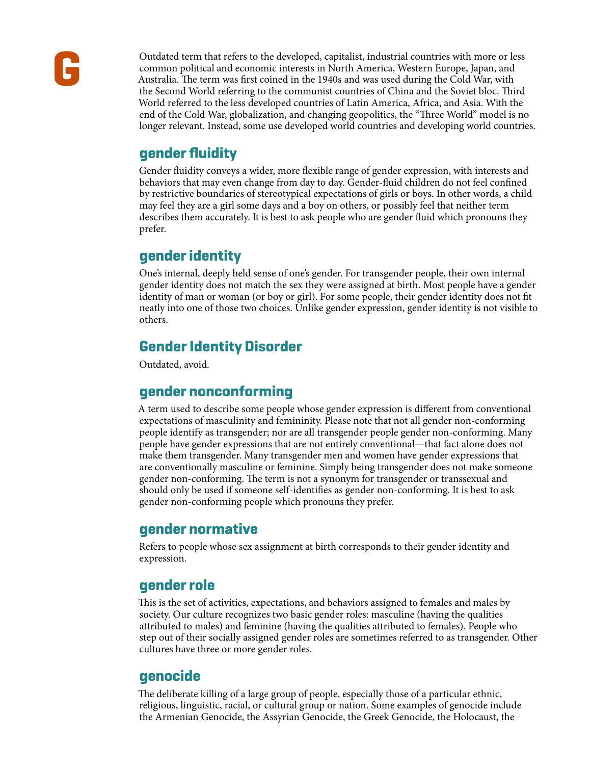Outdated term that refers to the developed, capitalist, industrial countries with more or less common political and economic interests in North America, Western Europe, Japan, and Australia. The term was first coined in the 1940s and was used during the Cold War, with the Second World referring to the communist countries of China and the Soviet bloc. Third World referred to the less developed countries of Latin America, Africa, and Asia. With the end of the Cold War, globalization, and changing geopolitics, the "Three World" model is no longer relevant. Instead, some use developed world countries and developing world countries.

## gender fluidity

Gender fluidity conveys a wider, more flexible range of gender expression, with interests and behaviors that may even change from day to day. Gender-fluid children do not feel confined by restrictive boundaries of stereotypical expectations of girls or boys. In other words, a child may feel they are a girl some days and a boy on others, or possibly feel that neither term describes them accurately. It is best to ask people who are gender fluid which pronouns they prefer.

## gender identity

One's internal, deeply held sense of one's gender. For transgender people, their own internal gender identity does not match the sex they were assigned at birth. Most people have a gender identity of man or woman (or boy or girl). For some people, their gender identity does not fit neatly into one of those two choices. Unlike gender expression, gender identity is not visible to others.

## Gender Identity Disorder

Outdated, avoid.

## gender nonconforming

A term used to describe some people whose gender expression is different from conventional expectations of masculinity and femininity. Please note that not all gender non-conforming people identify as transgender; nor are all transgender people gender non-conforming. Many people have gender expressions that are not entirely conventional—that fact alone does not make them transgender. Many transgender men and women have gender expressions that are conventionally masculine or feminine. Simply being transgender does not make someone gender non-conforming. The term is not a synonym for transgender or transsexual and should only be used if someone self-identifies as gender non-conforming. It is best to ask gender non-conforming people which pronouns they prefer.

## gender normative

Refers to people whose sex assignment at birth corresponds to their gender identity and expression.

## gender role

This is the set of activities, expectations, and behaviors assigned to females and males by society. Our culture recognizes two basic gender roles: masculine (having the qualities attributed to males) and feminine (having the qualities attributed to females). People who step out of their socially assigned gender roles are sometimes referred to as transgender. Other cultures have three or more gender roles.

## genocide

The deliberate killing of a large group of people, especially those of a particular ethnic, religious, linguistic, racial, or cultural group or nation. Some examples of genocide include the Armenian Genocide, the Assyrian Genocide, the Greek Genocide, the Holocaust, the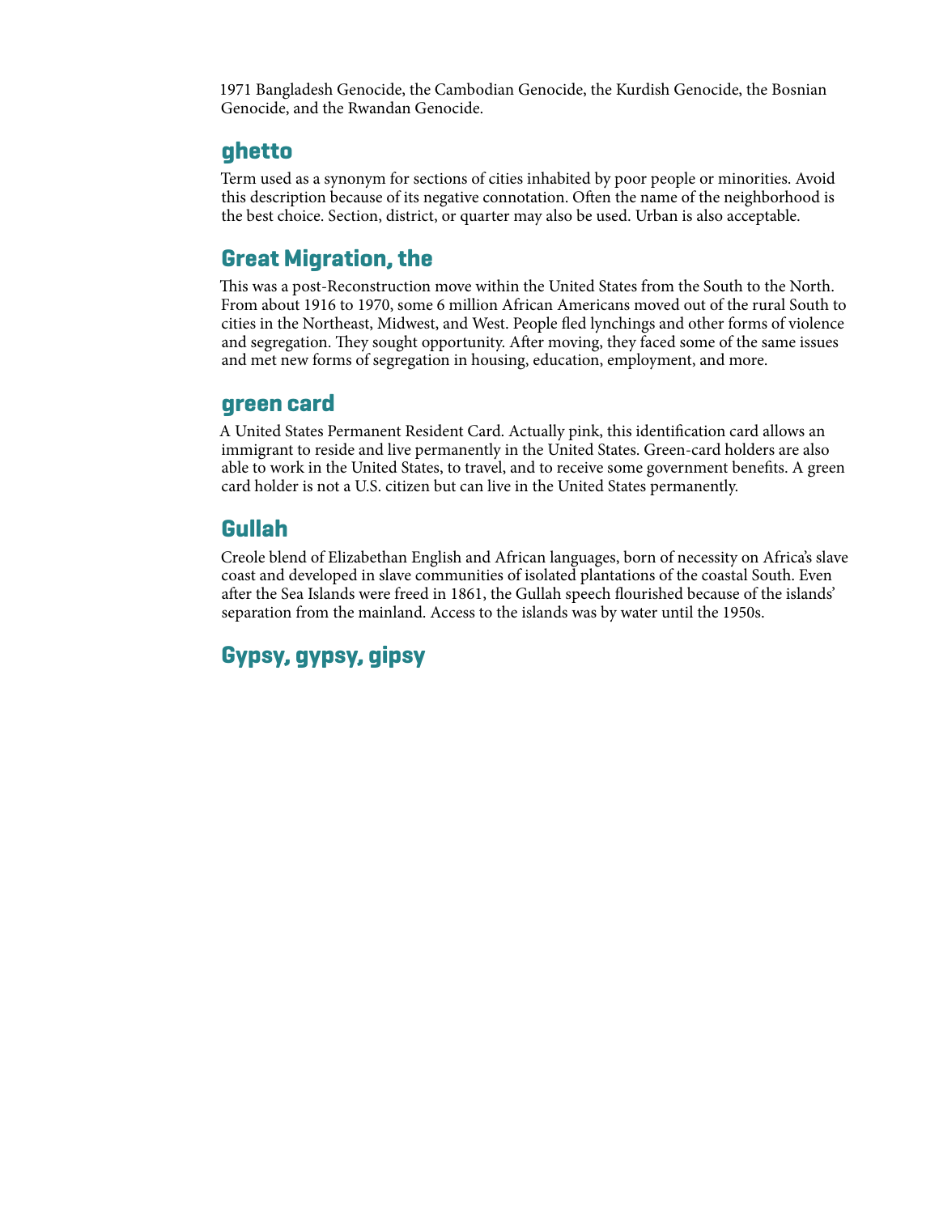1971 Bangladesh Genocide, the Cambodian Genocide, the Kurdish Genocide, the Bosnian Genocide, and the Rwandan Genocide.

## ghetto

Term used as a synonym for sections of cities inhabited by poor people or minorities. Avoid this description because of its negative connotation. Often the name of the neighborhood is the best choice. Section, district, or quarter may also be used. Urban is also acceptable.

## Great Migration, the

This was a post-Reconstruction move within the United States from the South to the North. From about 1916 to 1970, some 6 million African Americans moved out of the rural South to cities in the Northeast, Midwest, and West. People fled lynchings and other forms of violence and segregation. They sought opportunity. After moving, they faced some of the same issues and met new forms of segregation in housing, education, employment, and more.

## green card

A United States Permanent Resident Card. Actually pink, this identification card allows an immigrant to reside and live permanently in the United States. Green-card holders are also able to work in the United States, to travel, and to receive some government benefits. A green card holder is not a U.S. citizen but can live in the United States permanently.

## Gullah

Creole blend of Elizabethan English and African languages, born of necessity on Africa's slave coast and developed in slave communities of isolated plantations of the coastal South. Even after the Sea Islands were freed in 1861, the Gullah speech flourished because of the islands' separation from the mainland. Access to the islands was by water until the 1950s.

## Gypsy, gypsy, gipsy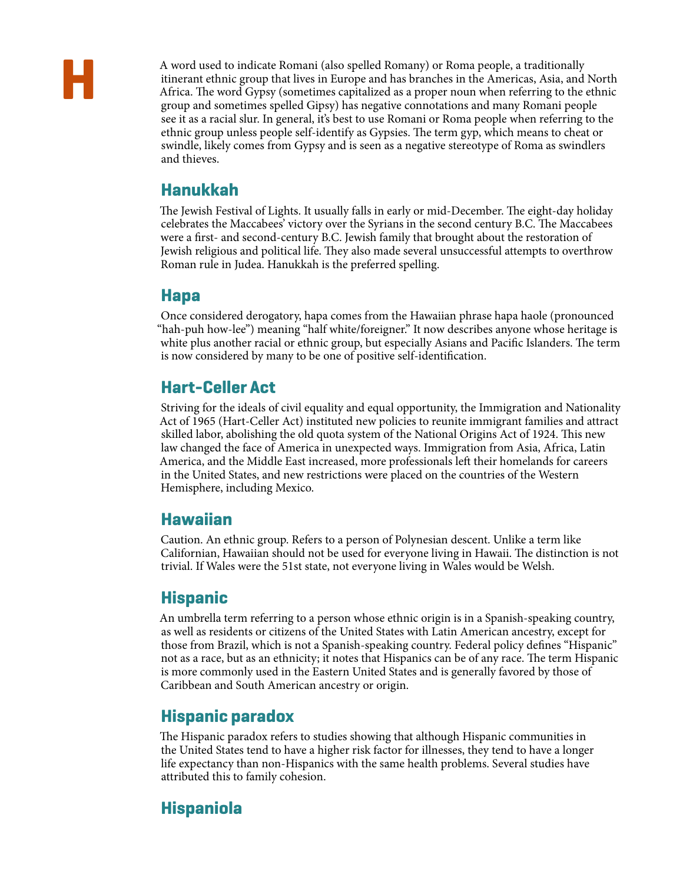# H

A word used to indicate Romani (also spelled Romany) or Roma people, a traditionally itinerant ethnic group that lives in Europe and has branches in the Americas, Asia, and North Africa. The word Gypsy (sometimes capitalized as a proper noun when referring to the ethnic group and sometimes spelled Gipsy) has negative connotations and many Romani people see it as a racial slur. In general, it's best to use Romani or Roma people when referring to the ethnic group unless people self-identify as Gypsies. The term gyp, which means to cheat or swindle, likely comes from Gypsy and is seen as a negative stereotype of Roma as swindlers and thieves.

## Hanukkah

The Jewish Festival of Lights. It usually falls in early or mid-December. The eight-day holiday celebrates the Maccabees' victory over the Syrians in the second century B.C. The Maccabees were a first- and second-century B.C. Jewish family that brought about the restoration of Jewish religious and political life. They also made several unsuccessful attempts to overthrow Roman rule in Judea. Hanukkah is the preferred spelling.

## Hapa

Once considered derogatory, hapa comes from the Hawaiian phrase hapa haole (pronounced "hah-puh how-lee") meaning "half white/foreigner." It now describes anyone whose heritage is white plus another racial or ethnic group, but especially Asians and Pacific Islanders. The term is now considered by many to be one of positive self-identification.

## Hart-Celler Act

Striving for the ideals of civil equality and equal opportunity, the Immigration and Nationality Act of 1965 (Hart-Celler Act) instituted new policies to reunite immigrant families and attract skilled labor, abolishing the old quota system of the National Origins Act of 1924. This new law changed the face of America in unexpected ways. Immigration from Asia, Africa, Latin America, and the Middle East increased, more professionals left their homelands for careers in the United States, and new restrictions were placed on the countries of the Western Hemisphere, including Mexico.

## Hawaiian

Caution. An ethnic group. Refers to a person of Polynesian descent. Unlike a term like Californian, Hawaiian should not be used for everyone living in Hawaii. The distinction is not trivial. If Wales were the 51st state, not everyone living in Wales would be Welsh.

## Hispanic

An umbrella term referring to a person whose ethnic origin is in a Spanish-speaking country, as well as residents or citizens of the United States with Latin American ancestry, except for those from Brazil, which is not a Spanish-speaking country. Federal policy defines "Hispanic" not as a race, but as an ethnicity; it notes that Hispanics can be of any race. The term Hispanic is more commonly used in the Eastern United States and is generally favored by those of Caribbean and South American ancestry or origin.

## Hispanic paradox

The Hispanic paradox refers to studies showing that although Hispanic communities in the United States tend to have a higher risk factor for illnesses, they tend to have a longer life expectancy than non-Hispanics with the same health problems. Several studies have attributed this to family cohesion.

## Hispaniola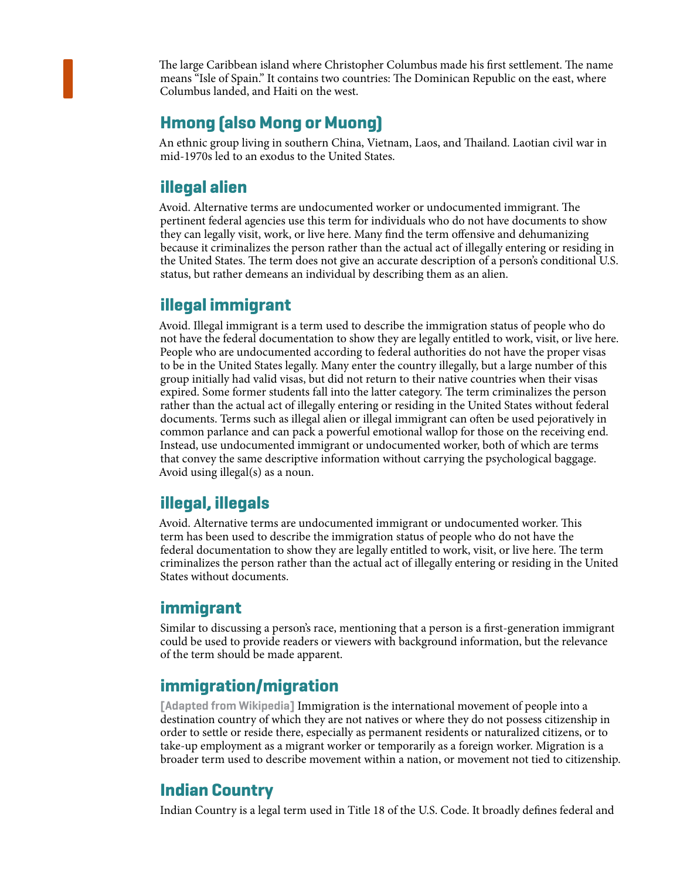The large Caribbean island where Christopher Columbus made his first settlement. The name means "Isle of Spain." It contains two countries: The Dominican Republic on the east, where Columbus landed, and Haiti on the west.

## Hmong (also Mong or Muong)

An ethnic group living in southern China, Vietnam, Laos, and Thailand. Laotian civil war in mid-1970s led to an exodus to the United States.

## illegal alien

Avoid. Alternative terms are undocumented worker or undocumented immigrant. The pertinent federal agencies use this term for individuals who do not have documents to show they can legally visit, work, or live here. Many find the term offensive and dehumanizing because it criminalizes the person rather than the actual act of illegally entering or residing in the United States. The term does not give an accurate description of a person's conditional U.S. status, but rather demeans an individual by describing them as an alien.

## illegal immigrant

Avoid. Illegal immigrant is a term used to describe the immigration status of people who do not have the federal documentation to show they are legally entitled to work, visit, or live here. People who are undocumented according to federal authorities do not have the proper visas to be in the United States legally. Many enter the country illegally, but a large number of this group initially had valid visas, but did not return to their native countries when their visas expired. Some former students fall into the latter category. The term criminalizes the person rather than the actual act of illegally entering or residing in the United States without federal documents. Terms such as illegal alien or illegal immigrant can often be used pejoratively in common parlance and can pack a powerful emotional wallop for those on the receiving end. Instead, use undocumented immigrant or undocumented worker, both of which are terms that convey the same descriptive information without carrying the psychological baggage. Avoid using illegal(s) as a noun.

## illegal, illegals

Avoid. Alternative terms are undocumented immigrant or undocumented worker. This term has been used to describe the immigration status of people who do not have the federal documentation to show they are legally entitled to work, visit, or live here. The term criminalizes the person rather than the actual act of illegally entering or residing in the United States without documents.

## immigrant

Similar to discussing a person's race, mentioning that a person is a first-generation immigrant could be used to provide readers or viewers with background information, but the relevance of the term should be made apparent.

## immigration/migration

[Adapted from Wikipedia] Immigration is the international movement of people into a destination country of which they are not natives or where they do not possess citizenship in order to settle or reside there, especially as permanent residents or naturalized citizens, or to take-up employment as a migrant worker or temporarily as a foreign worker. Migration is a broader term used to describe movement within a nation, or movement not tied to citizenship.

## Indian Country

Indian Country is a legal term used in Title 18 of the U.S. Code. It broadly defines federal and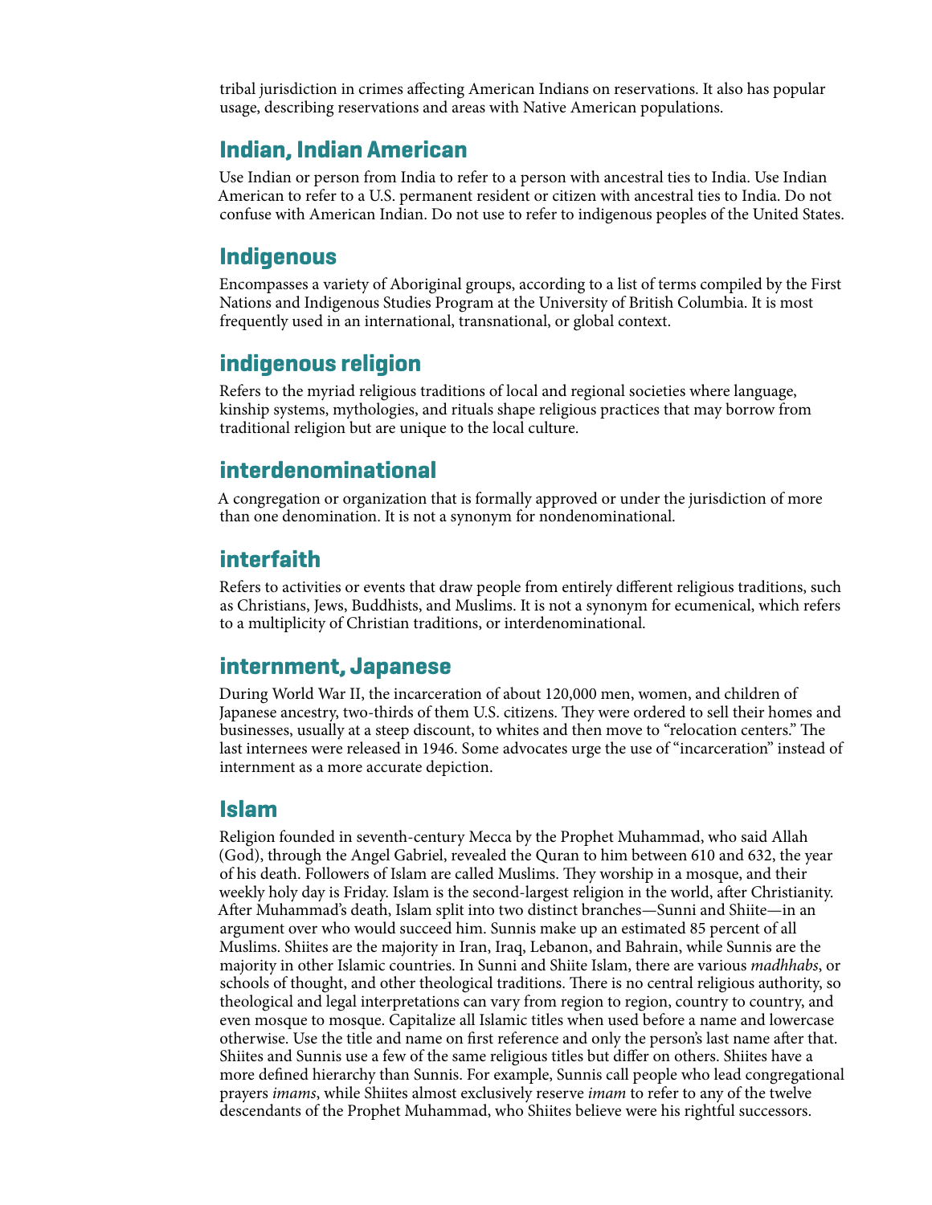tribal jurisdiction in crimes affecting American Indians on reservations. It also has popular usage, describing reservations and areas with Native American populations.

## Indian, Indian American

Use Indian or person from India to refer to a person with ancestral ties to India. Use Indian American to refer to a U.S. permanent resident or citizen with ancestral ties to India. Do not confuse with American Indian. Do not use to refer to indigenous peoples of the United States.

## Indigenous

Encompasses a variety of Aboriginal groups, according to a list of terms compiled by the First Nations and Indigenous Studies Program at the University of British Columbia. It is most frequently used in an international, transnational, or global context.

## indigenous religion

Refers to the myriad religious traditions of local and regional societies where language, kinship systems, mythologies, and rituals shape religious practices that may borrow from traditional religion but are unique to the local culture.

## interdenominational

A congregation or organization that is formally approved or under the jurisdiction of more than one denomination. It is not a synonym for nondenominational.

## interfaith

Refers to activities or events that draw people from entirely different religious traditions, such as Christians, Jews, Buddhists, and Muslims. It is not a synonym for ecumenical, which refers to a multiplicity of Christian traditions, or interdenominational.

## internment, Japanese

During World War II, the incarceration of about 120,000 men, women, and children of Japanese ancestry, two-thirds of them U.S. citizens. They were ordered to sell their homes and businesses, usually at a steep discount, to whites and then move to "relocation centers." The last internees were released in 1946. Some advocates urge the use of "incarceration" instead of internment as a more accurate depiction.

## Islam

Religion founded in seventh-century Mecca by the Prophet Muhammad, who said Allah (God), through the Angel Gabriel, revealed the Quran to him between 610 and 632, the year of his death. Followers of Islam are called Muslims. They worship in a mosque, and their weekly holy day is Friday. Islam is the second-largest religion in the world, after Christianity. After Muhammad's death, Islam split into two distinct branches—Sunni and Shiite—in an argument over who would succeed him. Sunnis make up an estimated 85 percent of all Muslims. Shiites are the majority in Iran, Iraq, Lebanon, and Bahrain, while Sunnis are the majority in other Islamic countries. In Sunni and Shiite Islam, there are various *madhhabs*, or schools of thought, and other theological traditions. There is no central religious authority, so theological and legal interpretations can vary from region to region, country to country, and even mosque to mosque. Capitalize all Islamic titles when used before a name and lowercase otherwise. Use the title and name on first reference and only the person's last name after that. Shiites and Sunnis use a few of the same religious titles but differ on others. Shiites have a more defined hierarchy than Sunnis. For example, Sunnis call people who lead congregational prayers *imams*, while Shiites almost exclusively reserve *imam* to refer to any of the twelve descendants of the Prophet Muhammad, who Shiites believe were his rightful successors.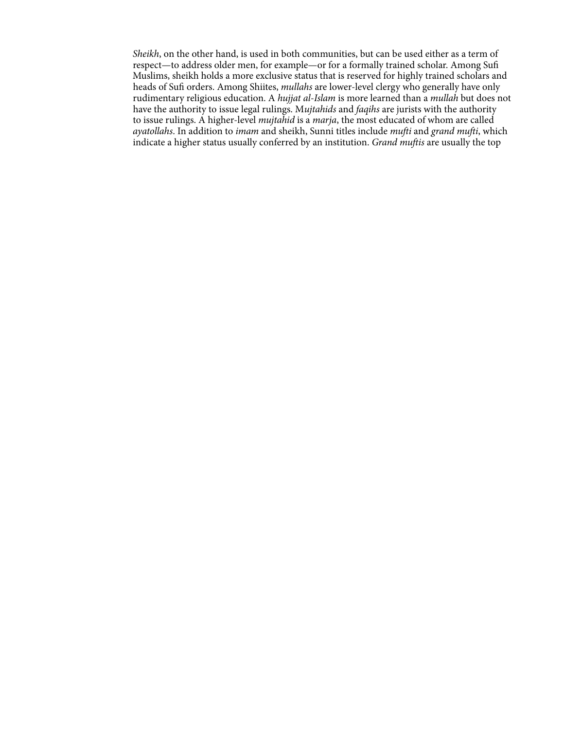*Sheikh*, on the other hand, is used in both communities, but can be used either as a term of respect—to address older men, for example—or for a formally trained scholar. Among Sufi Muslims, sheikh holds a more exclusive status that is reserved for highly trained scholars and heads of Sufi orders. Among Shiites, *mullahs* are lower-level clergy who generally have only rudimentary religious education. A *hujjat al-Islam* is more learned than a *mullah* but does not have the authority to issue legal rulings. M*ujtahids* and *faqihs* are jurists with the authority to issue rulings. A higher-level *mujtahid* is a *marja*, the most educated of whom are called *ayatollahs*. In addition to *imam* and sheikh, Sunni titles include *mufti* and *grand mufti*, which indicate a higher status usually conferred by an institution. *Grand muftis* are usually the top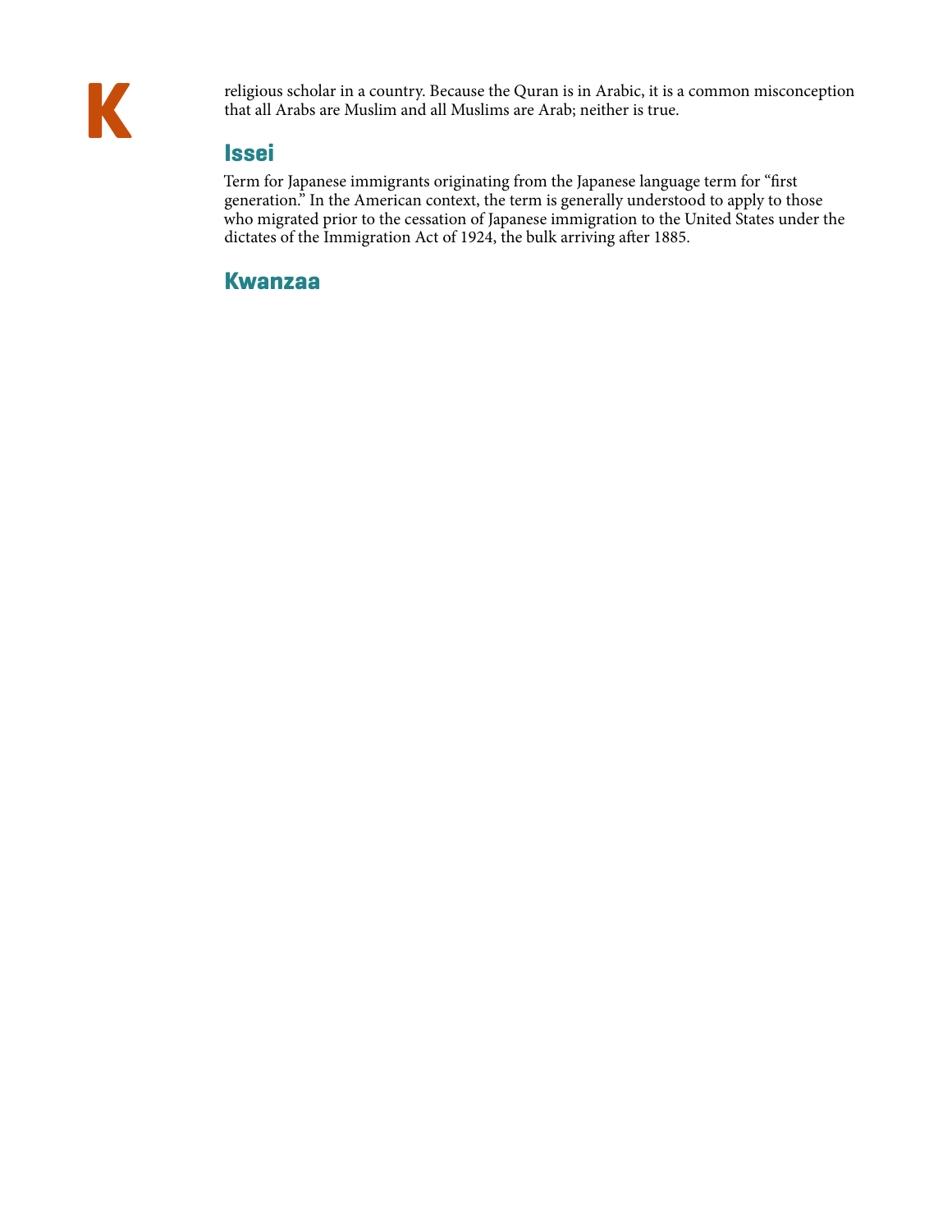religious scholar in a country. Because the Quran is in Arabic, it is a common misconception that all Arabs are Muslim and all Muslims are Arab; neither is true.

## Issei

Term for Japanese immigrants originating from the Japanese language term for "first generation." In the American context, the term is generally understood to apply to those who migrated prior to the cessation of Japanese immigration to the United States under the dictates of the Immigration Act of 1924, the bulk arriving after 1885.

# K

## Kwanzaa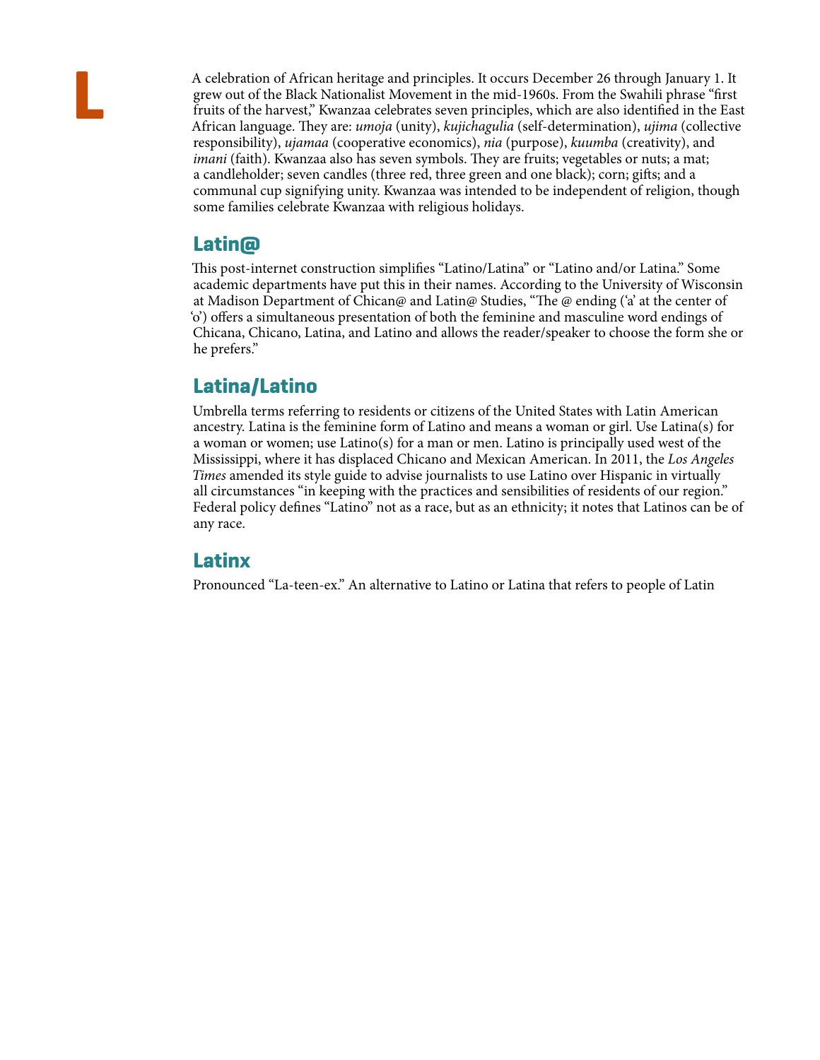# L

A celebration of African heritage and principles. It occurs December 26 through January 1. It grew out of the Black Nationalist Movement in the mid-1960s. From the Swahili phrase "first fruits of the harvest," Kwanzaa celebrates seven principles, which are also identified in the East African language. They are: *umoja* (unity), *kujichagulia* (self-determination), *ujima* (collective responsibility), *ujamaa* (cooperative economics), *nia* (purpose), *kuumba* (creativity), and *imani* (faith). Kwanzaa also has seven symbols. They are fruits; vegetables or nuts; a mat; a candleholder; seven candles (three red, three green and one black); corn; gifts; and a communal cup signifying unity. Kwanzaa was intended to be independent of religion, though some families celebrate Kwanzaa with religious holidays.

## Latin@

This post-internet construction simplifies "Latino/Latina" or "Latino and/or Latina." Some academic departments have put this in their names. According to the University of Wisconsin at Madison Department of Chican@ and Latin@ Studies, "The @ ending ('a' at the center of 'o') offers a simultaneous presentation of both the feminine and masculine word endings of Chicana, Chicano, Latina, and Latino and allows the reader/speaker to choose the form she or he prefers."

## Latina/Latino

Umbrella terms referring to residents or citizens of the United States with Latin American ancestry. Latina is the feminine form of Latino and means a woman or girl. Use Latina(s) for a woman or women; use Latino(s) for a man or men. Latino is principally used west of the Mississippi, where it has displaced Chicano and Mexican American. In 2011, the *Los Angeles Times* amended its style guide to advise journalists to use Latino over Hispanic in virtually all circumstances "in keeping with the practices and sensibilities of residents of our region." Federal policy defines "Latino" not as a race, but as an ethnicity; it notes that Latinos can be of any race.

## Latinx

Pronounced "La-teen-ex." An alternative to Latino or Latina that refers to people of Latin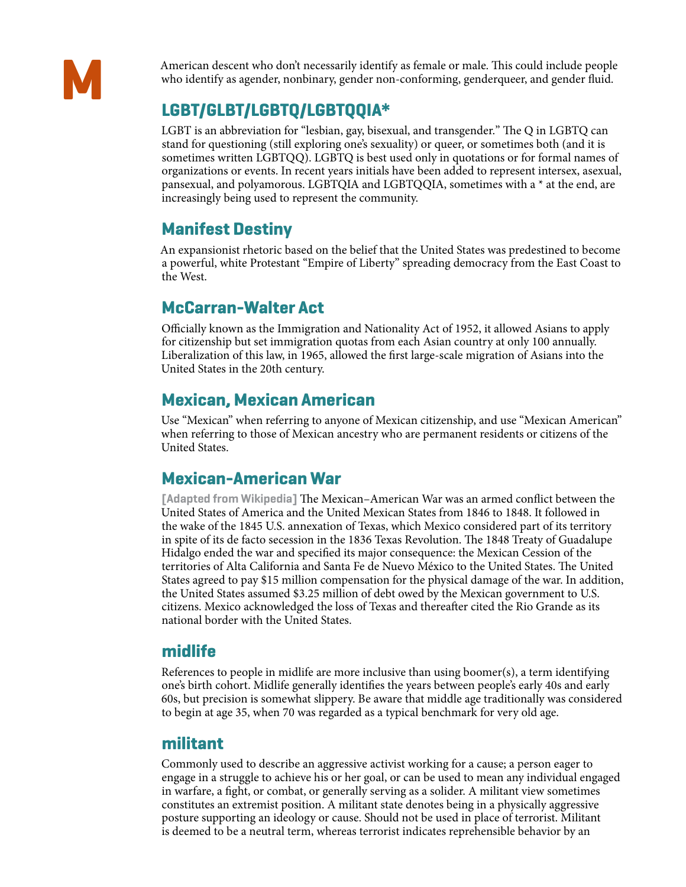American descent who don't necessarily identify as female or male. This could include people who identify as agender, nonbinary, gender non-conforming, genderqueer, and gender fluid.

## LGBT/GLBT/LGBTQ/LGBTQQIA*

LGBT is an abbreviation for "lesbian, gay, bisexual, and transgender." The Q in LGBTQ can stand for questioning (still exploring one's sexuality) or queer, or sometimes both (and it is sometimes written LGBTQQ). LGBTQ is best used only in quotations or for formal names of organizations or events. In recent years initials have been added to represent intersex, asexual, pansexual, and polyamorous. LGBTQIA and LGBTQQIA, sometimes with a * at the end, are increasingly being used to represent the community.

## Manifest Destiny

An expansionist rhetoric based on the belief that the United States was predestined to become a powerful, white Protestant "Empire of Liberty" spreading democracy from the East Coast to the West.

## McCarran-Walter Act

Officially known as the Immigration and Nationality Act of 1952, it allowed Asians to apply for citizenship but set immigration quotas from each Asian country at only 100 annually. Liberalization of this law, in 1965, allowed the first large-scale migration of Asians into the United States in the 20th century.

## Mexican, Mexican American

Use "Mexican" when referring to anyone of Mexican citizenship, and use "Mexican American" when referring to those of Mexican ancestry who are permanent residents or citizens of the United States.

## Mexican-American War

**[Adapted from Wikipedia]** The Mexican–American War was an armed conflict between the United States of America and the United Mexican States from 1846 to 1848. It followed in the wake of the 1845 U.S. annexation of Texas, which Mexico considered part of its territory in spite of its de facto secession in the 1836 Texas Revolution. The 1848 Treaty of Guadalupe Hidalgo ended the war and specified its major consequence: the Mexican Cession of the territories of Alta California and Santa Fe de Nuevo México to the United States. The United States agreed to pay $15 million compensation for the physical damage of the war. In addition, the United States assumed $3.25 million of debt owed by the Mexican government to U.S. citizens. Mexico acknowledged the loss of Texas and thereafter cited the Rio Grande as its national border with the United States.

## midlife

References to people in midlife are more inclusive than using boomer(s), a term identifying one's birth cohort. Midlife generally identifies the years between people's early 40s and early 60s, but precision is somewhat slippery. Be aware that middle age traditionally was considered to begin at age 35, when 70 was regarded as a typical benchmark for very old age.

## militant

Commonly used to describe an aggressive activist working for a cause; a person eager to engage in a struggle to achieve his or her goal, or can be used to mean any individual engaged in warfare, a fight, or combat, or generally serving as a solider. A militant view sometimes constitutes an extremist position. A militant state denotes being in a physically aggressive posture supporting an ideology or cause. Should not be used in place of terrorist. Militant is deemed to be a neutral term, whereas terrorist indicates reprehensible behavior by an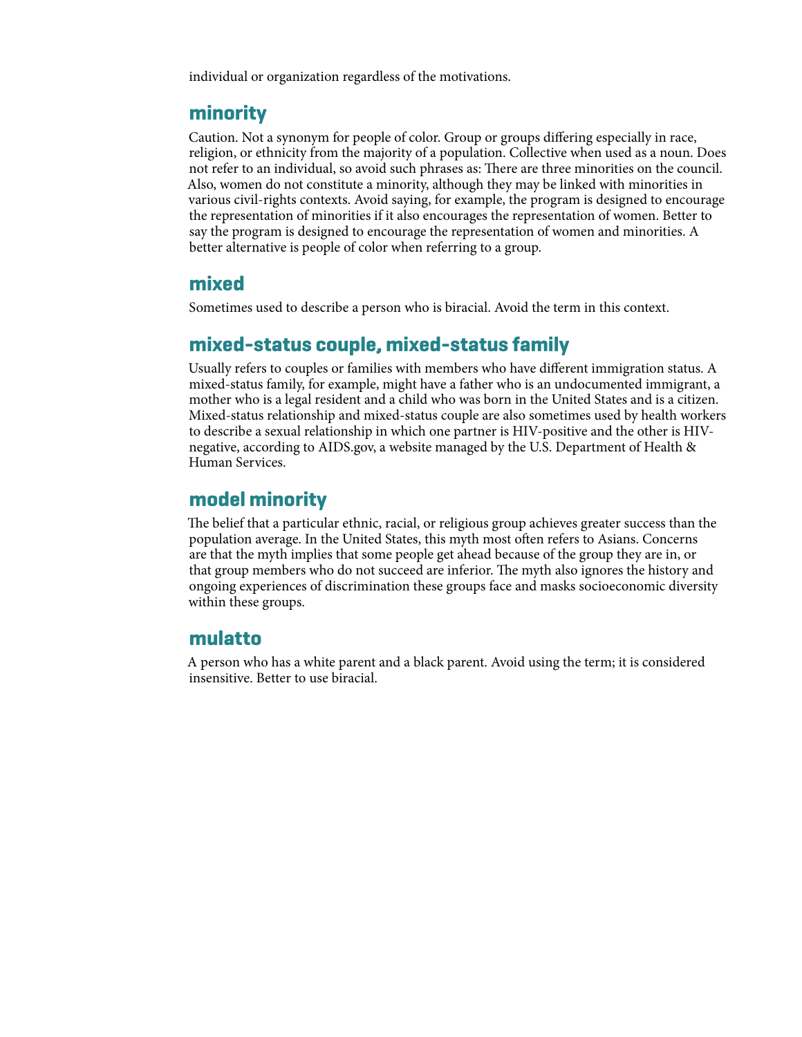individual or organization regardless of the motivations.

## minority

Caution. Not a synonym for people of color. Group or groups differing especially in race, religion, or ethnicity from the majority of a population. Collective when used as a noun. Does not refer to an individual, so avoid such phrases as: There are three minorities on the council. Also, women do not constitute a minority, although they may be linked with minorities in various civil-rights contexts. Avoid saying, for example, the program is designed to encourage the representation of minorities if it also encourages the representation of women. Better to say the program is designed to encourage the representation of women and minorities. A better alternative is people of color when referring to a group.

## mixed

Sometimes used to describe a person who is biracial. Avoid the term in this context.

## mixed-status couple, mixed-status family

Usually refers to couples or families with members who have different immigration status. A mixed-status family, for example, might have a father who is an undocumented immigrant, a mother who is a legal resident and a child who was born in the United States and is a citizen. Mixed-status relationship and mixed-status couple are also sometimes used by health workers to describe a sexual relationship in which one partner is HIV-positive and the other is HIV-negative, according to AIDS.gov, a website managed by the U.S. Department of Health & Human Services.

## model minority

The belief that a particular ethnic, racial, or religious group achieves greater success than the population average. In the United States, this myth most often refers to Asians. Concerns are that the myth implies that some people get ahead because of the group they are in, or that group members who do not succeed are inferior. The myth also ignores the history and ongoing experiences of discrimination these groups face and masks socioeconomic diversity within these groups.

## mulatto

A person who has a white parent and a black parent. Avoid using the term; it is considered insensitive. Better to use biracial.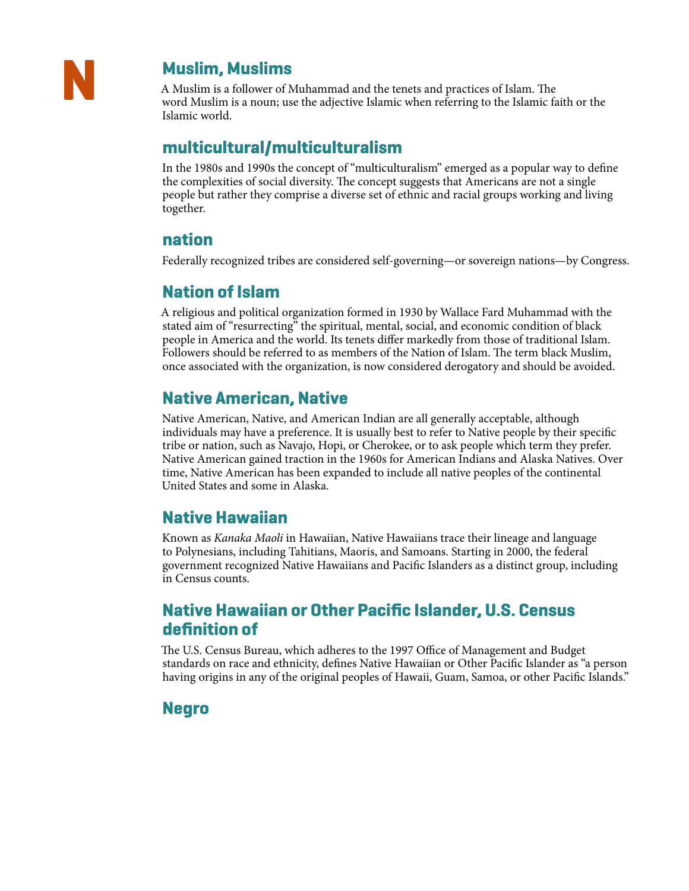# N

## Muslim, Muslims

A Muslim is a follower of Muhammad and the tenets and practices of Islam. The word Muslim is a noun; use the adjective Islamic when referring to the Islamic faith or the Islamic world.

## multicultural/multiculturalism

In the 1980s and 1990s the concept of "multiculturalism" emerged as a popular way to define the complexities of social diversity. The concept suggests that Americans are not a single people but rather they comprise a diverse set of ethnic and racial groups working and living together.

## nation

Federally recognized tribes are considered self-governing—or sovereign nations—by Congress.

## Nation of Islam

A religious and political organization formed in 1930 by Wallace Fard Muhammad with the stated aim of "resurrecting" the spiritual, mental, social, and economic condition of black people in America and the world. Its tenets differ markedly from those of traditional Islam. Followers should be referred to as members of the Nation of Islam. The term black Muslim, once associated with the organization, is now considered derogatory and should be avoided.

## Native American, Native

Native American, Native, and American Indian are all generally acceptable, although individuals may have a preference. It is usually best to refer to Native people by their specific tribe or nation, such as Navajo, Hopi, or Cherokee, or to ask people which term they prefer. Native American gained traction in the 1960s for American Indians and Alaska Natives. Over time, Native American has been expanded to include all native peoples of the continental United States and some in Alaska.

## Native Hawaiian

Known as *Kanaka Maoli* in Hawaiian, Native Hawaiians trace their lineage and language to Polynesians, including Tahitians, Maoris, and Samoans. Starting in 2000, the federal government recognized Native Hawaiians and Pacific Islanders as a distinct group, including in Census counts.

## Native Hawaiian or Other Pacific Islander, U.S. Census definition of

The U.S. Census Bureau, which adheres to the 1997 Office of Management and Budget standards on race and ethnicity, defines Native Hawaiian or Other Pacific Islander as "a person having origins in any of the original peoples of Hawaii, Guam, Samoa, or other Pacific Islands."

## Negro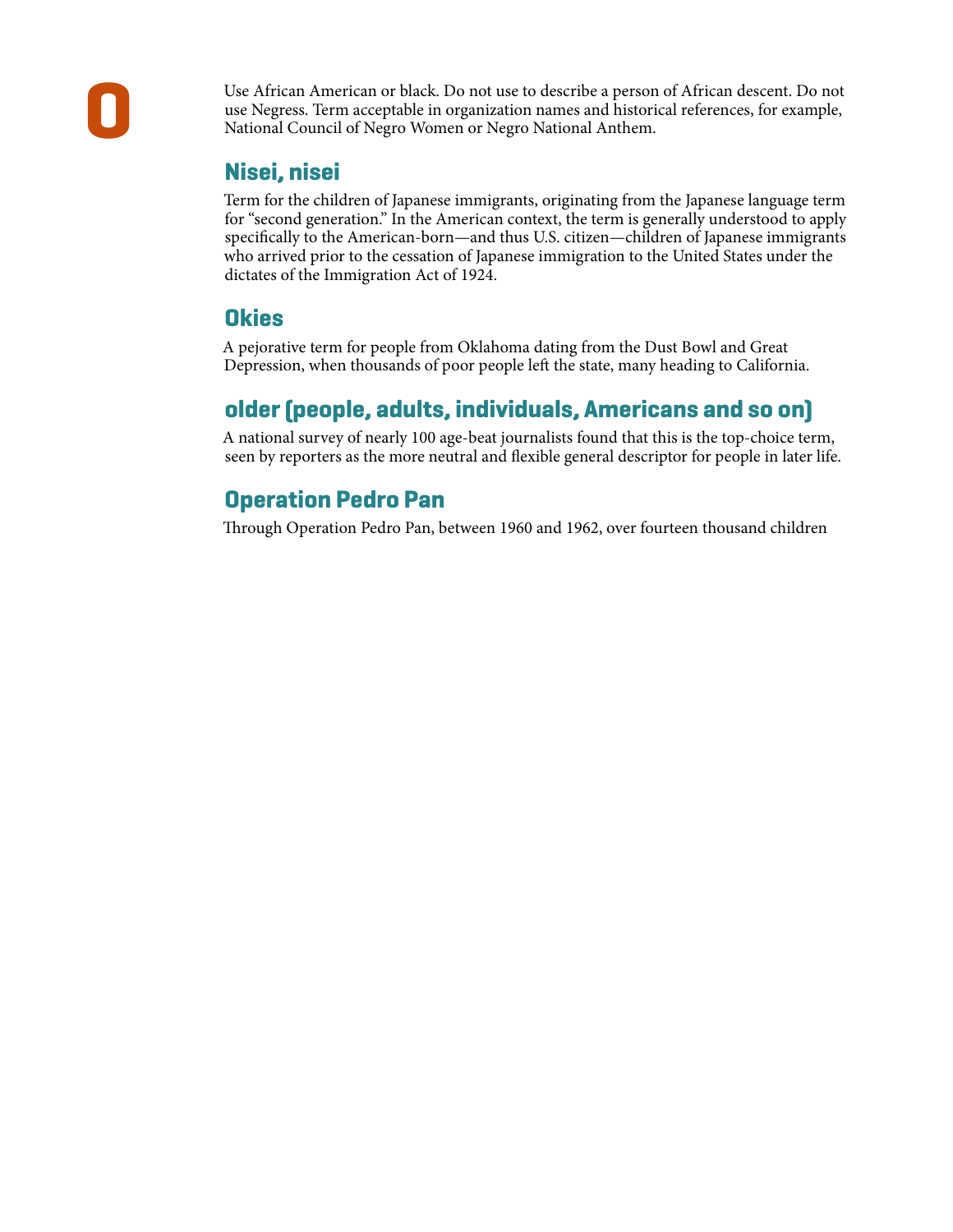# O

Use African American or black. Do not use to describe a person of African descent. Do not use Negress. Term acceptable in organization names and historical references, for example, National Council of Negro Women or Negro National Anthem.

## Nisei, nisei

Term for the children of Japanese immigrants, originating from the Japanese language term for "second generation." In the American context, the term is generally understood to apply specifically to the American-born—and thus U.S. citizen—children of Japanese immigrants who arrived prior to the cessation of Japanese immigration to the United States under the dictates of the Immigration Act of 1924.

## Okies

A pejorative term for people from Oklahoma dating from the Dust Bowl and Great Depression, when thousands of poor people left the state, many heading to California.

## older (people, adults, individuals, Americans and so on)

A national survey of nearly 100 age-beat journalists found that this is the top-choice term, seen by reporters as the more neutral and flexible general descriptor for people in later life.

## Operation Pedro Pan

Through Operation Pedro Pan, between 1960 and 1962, over fourteen thousand children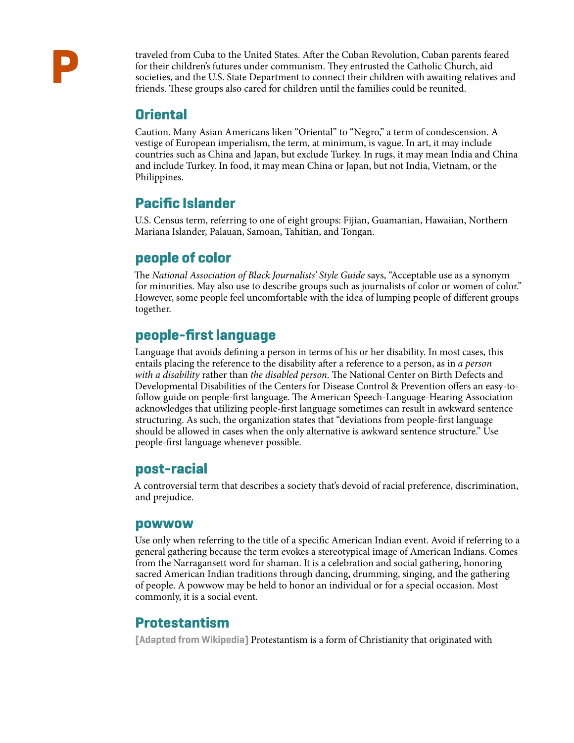traveled from Cuba to the United States. After the Cuban Revolution, Cuban parents feared for their children's futures under communism. They entrusted the Catholic Church, aid societies, and the U.S. State Department to connect their children with awaiting relatives and friends. These groups also cared for children until the families could be reunited.

## Oriental

Caution. Many Asian Americans liken "Oriental" to "Negro," a term of condescension. A vestige of European imperialism, the term, at minimum, is vague. In art, it may include countries such as China and Japan, but exclude Turkey. In rugs, it may mean India and China and include Turkey. In food, it may mean China or Japan, but not India, Vietnam, or the Philippines.

## Pacific Islander

U.S. Census term, referring to one of eight groups: Fijian, Guamanian, Hawaiian, Northern Mariana Islander, Palauan, Samoan, Tahitian, and Tongan.

## people of color

The *National Association of Black Journalists' Style Guide* says, "Acceptable use as a synonym for minorities. May also use to describe groups such as journalists of color or women of color." However, some people feel uncomfortable with the idea of lumping people of different groups together.

## people-first language

Language that avoids defining a person in terms of his or her disability. In most cases, this entails placing the reference to the disability after a reference to a person, as in *a person with a disability* rather than *the disabled person*. The National Center on Birth Defects and Developmental Disabilities of the Centers for Disease Control & Prevention offers an easy-to-follow guide on people-first language. The American Speech-Language-Hearing Association acknowledges that utilizing people-first language sometimes can result in awkward sentence structuring. As such, the organization states that "deviations from people-first language should be allowed in cases when the only alternative is awkward sentence structure." Use people-first language whenever possible.

## post-racial

A controversial term that describes a society that's devoid of racial preference, discrimination, and prejudice.

## powwow

Use only when referring to the title of a specific American Indian event. Avoid if referring to a general gathering because the term evokes a stereotypical image of American Indians. Comes from the Narragansett word for shaman. It is a celebration and social gathering, honoring sacred American Indian traditions through dancing, drumming, singing, and the gathering of people. A powwow may be held to honor an individual or for a special occasion. Most commonly, it is a social event.

## Protestantism

**[Adapted from Wikipedia]** Protestantism is a form of Christianity that originated with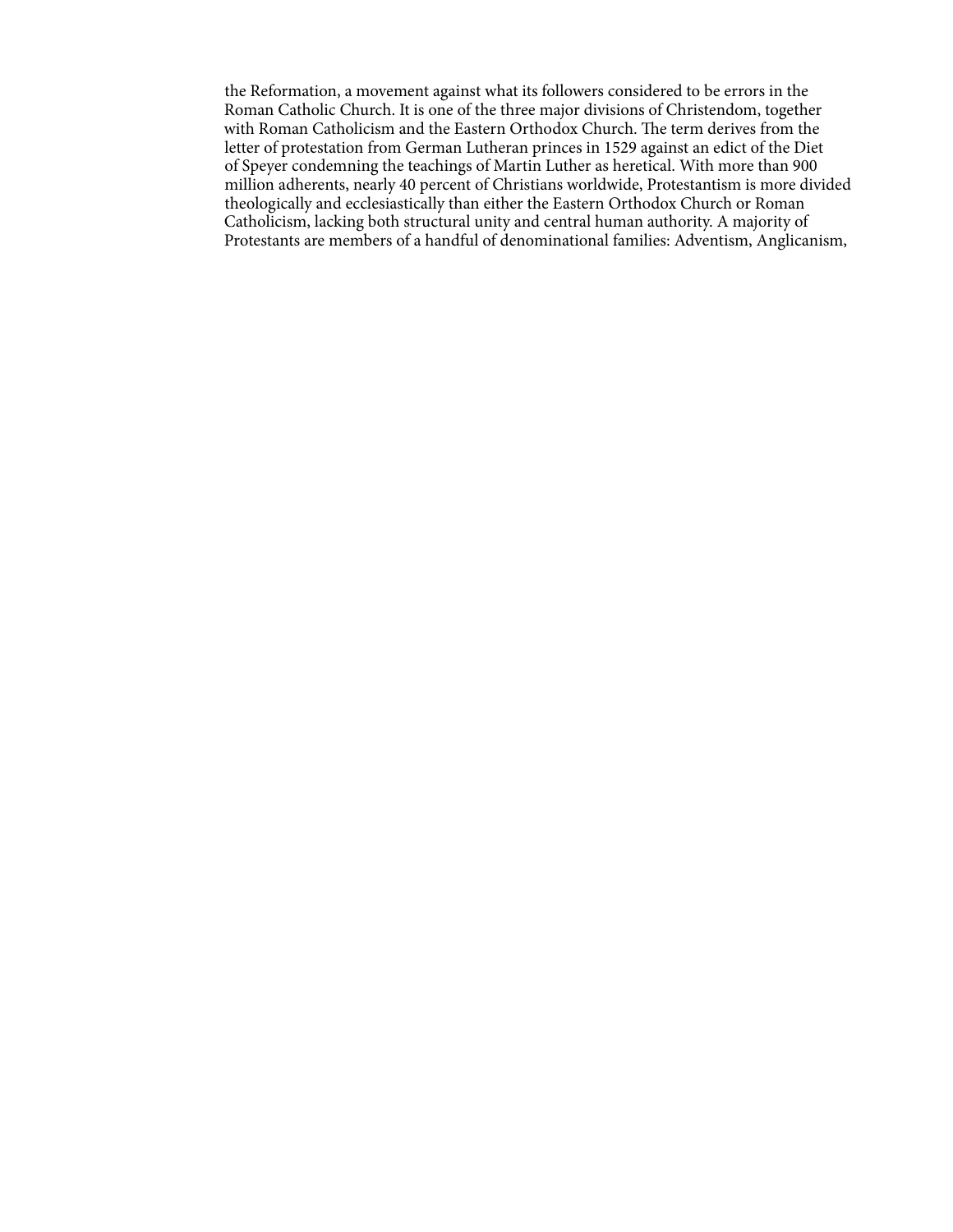the Reformation, a movement against what its followers considered to be errors in the Roman Catholic Church. It is one of the three major divisions of Christendom, together with Roman Catholicism and the Eastern Orthodox Church. The term derives from the letter of protestation from German Lutheran princes in 1529 against an edict of the Diet of Speyer condemning the teachings of Martin Luther as heretical. With more than 900 million adherents, nearly 40 percent of Christians worldwide, Protestantism is more divided theologically and ecclesiastically than either the Eastern Orthodox Church or Roman Catholicism, lacking both structural unity and central human authority. A majority of Protestants are members of a handful of denominational families: Adventism, Anglicanism,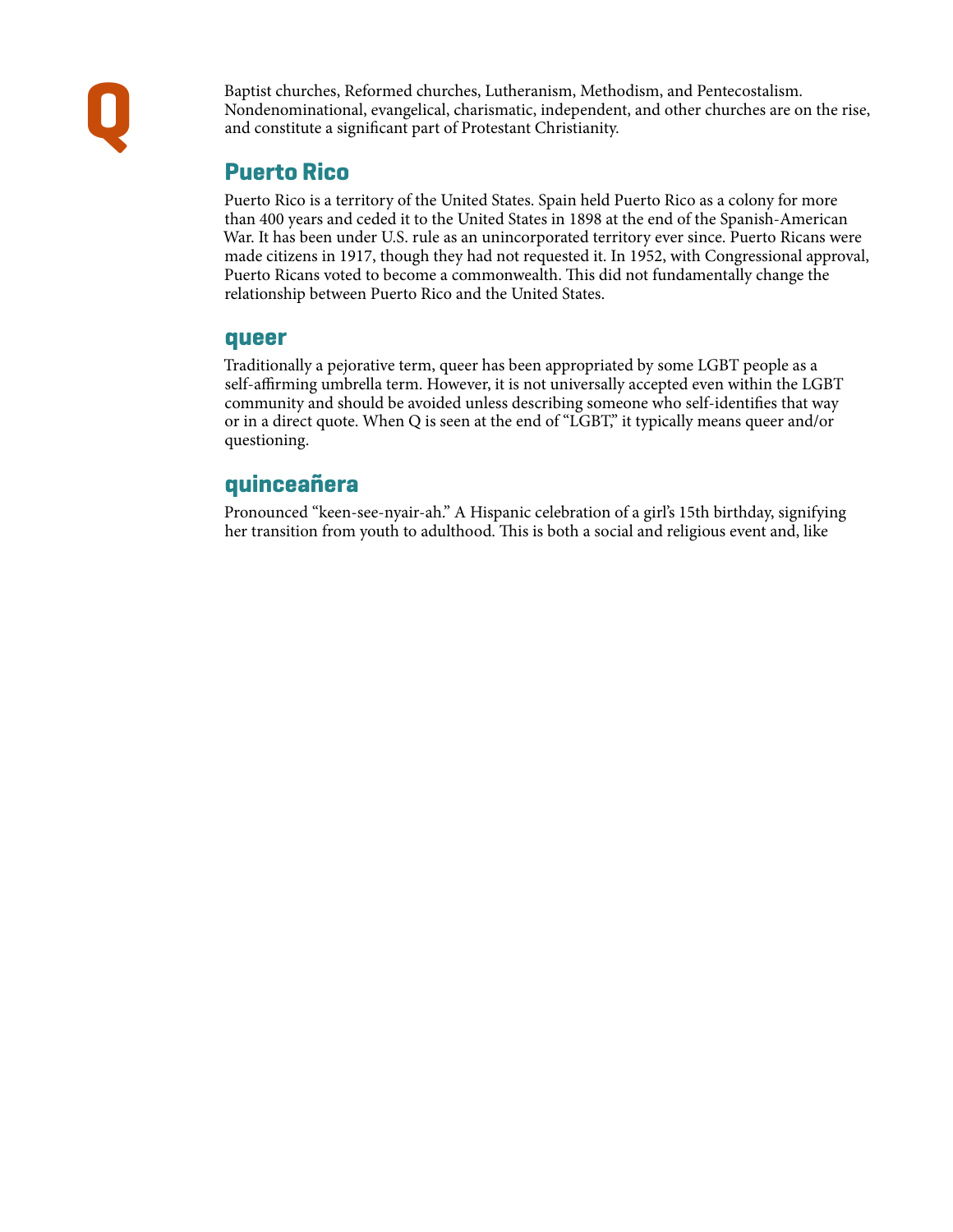# Q

Baptist churches, Reformed churches, Lutheranism, Methodism, and Pentecostalism. Nondenominational, evangelical, charismatic, independent, and other churches are on the rise, and constitute a significant part of Protestant Christianity.

## Puerto Rico

Puerto Rico is a territory of the United States. Spain held Puerto Rico as a colony for more than 400 years and ceded it to the United States in 1898 at the end of the Spanish-American War. It has been under U.S. rule as an unincorporated territory ever since. Puerto Ricans were made citizens in 1917, though they had not requested it. In 1952, with Congressional approval, Puerto Ricans voted to become a commonwealth. This did not fundamentally change the relationship between Puerto Rico and the United States.

## queer

Traditionally a pejorative term, queer has been appropriated by some LGBT people as a self-affirming umbrella term. However, it is not universally accepted even within the LGBT community and should be avoided unless describing someone who self-identifies that way or in a direct quote. When Q is seen at the end of "LGBT," it typically means queer and/or questioning.

## quinceañera

Pronounced "keen-see-nyair-ah." A Hispanic celebration of a girl's 15th birthday, signifying her transition from youth to adulthood. This is both a social and religious event and, like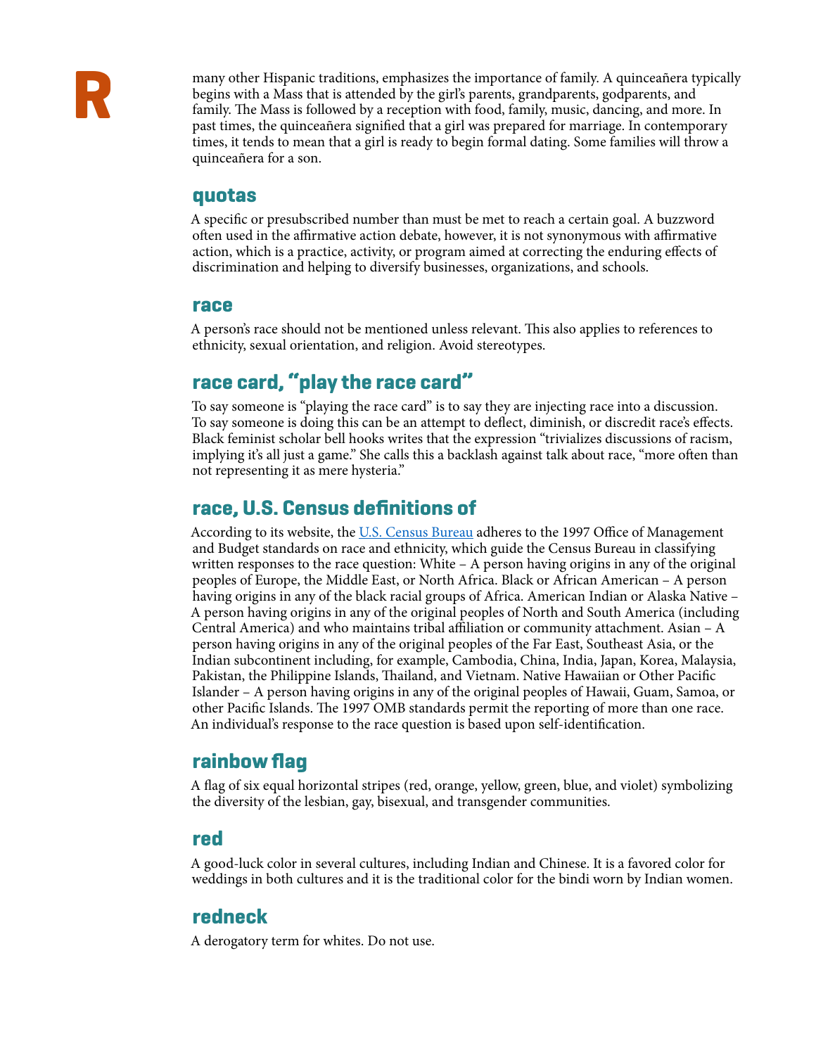many other Hispanic traditions, emphasizes the importance of family. A quinceañera typically begins with a Mass that is attended by the girl's parents, grandparents, godparents, and family. The Mass is followed by a reception with food, family, music, dancing, and more. In past times, the quinceañera signified that a girl was prepared for marriage. In contemporary times, it tends to mean that a girl is ready to begin formal dating. Some families will throw a quinceañera for a son.

## quotas

A specific or presubscribed number than must be met to reach a certain goal. A buzzword often used in the affirmative action debate, however, it is not synonymous with affirmative action, which is a practice, activity, or program aimed at correcting the enduring effects of discrimination and helping to diversify businesses, organizations, and schools.

## race

A person's race should not be mentioned unless relevant. This also applies to references to ethnicity, sexual orientation, and religion. Avoid stereotypes.

## race card, "play the race card"

To say someone is "playing the race card" is to say they are injecting race into a discussion. To say someone is doing this can be an attempt to deflect, diminish, or discredit race's effects. Black feminist scholar bell hooks writes that the expression "trivializes discussions of racism, implying it's all just a game." She calls this a backlash against talk about race, "more often than not representing it as mere hysteria."

## race, U.S. Census definitions of

According to its website, the [U.S. Census Bureau](#) adheres to the 1997 Office of Management and Budget standards on race and ethnicity, which guide the Census Bureau in classifying written responses to the race question: White – A person having origins in any of the original peoples of Europe, the Middle East, or North Africa. Black or African American – A person having origins in any of the black racial groups of Africa. American Indian or Alaska Native – A person having origins in any of the original peoples of North and South America (including Central America) and who maintains tribal affiliation or community attachment. Asian – A person having origins in any of the original peoples of the Far East, Southeast Asia, or the Indian subcontinent including, for example, Cambodia, China, India, Japan, Korea, Malaysia, Pakistan, the Philippine Islands, Thailand, and Vietnam. Native Hawaiian or Other Pacific Islander – A person having origins in any of the original peoples of Hawaii, Guam, Samoa, or other Pacific Islands. The 1997 OMB standards permit the reporting of more than one race. An individual's response to the race question is based upon self-identification.

## rainbow flag

A flag of six equal horizontal stripes (red, orange, yellow, green, blue, and violet) symbolizing the diversity of the lesbian, gay, bisexual, and transgender communities.

## red

A good-luck color in several cultures, including Indian and Chinese. It is a favored color for weddings in both cultures and it is the traditional color for the bindi worn by Indian women.

## redneck

A derogatory term for whites. Do not use.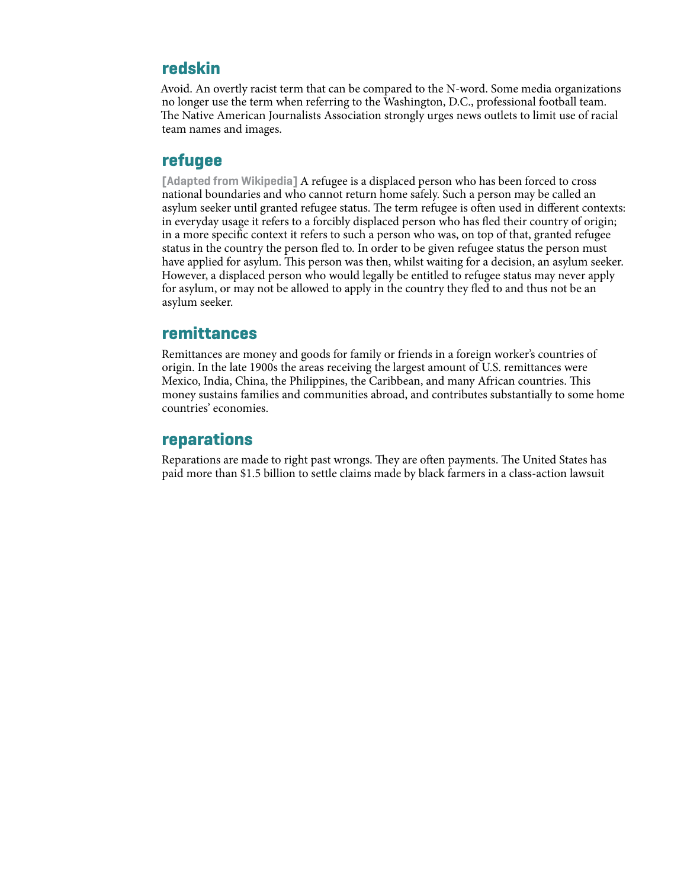## redskin

Avoid. An overtly racist term that can be compared to the N-word. Some media organizations no longer use the term when referring to the Washington, D.C., professional football team. The Native American Journalists Association strongly urges news outlets to limit use of racial team names and images.

## refugee

**[Adapted from Wikipedia]** A refugee is a displaced person who has been forced to cross national boundaries and who cannot return home safely. Such a person may be called an asylum seeker until granted refugee status. The term refugee is often used in different contexts: in everyday usage it refers to a forcibly displaced person who has fled their country of origin; in a more specific context it refers to such a person who was, on top of that, granted refugee status in the country the person fled to. In order to be given refugee status the person must have applied for asylum. This person was then, whilst waiting for a decision, an asylum seeker. However, a displaced person who would legally be entitled to refugee status may never apply for asylum, or may not be allowed to apply in the country they fled to and thus not be an asylum seeker.

## remittances

Remittances are money and goods for family or friends in a foreign worker's countries of origin. In the late 1900s the areas receiving the largest amount of U.S. remittances were Mexico, India, China, the Philippines, the Caribbean, and many African countries. This money sustains families and communities abroad, and contributes substantially to some home countries' economies.

## reparations

Reparations are made to right past wrongs. They are often payments. The United States has paid more than $1.5 billion to settle claims made by black farmers in a class-action lawsuit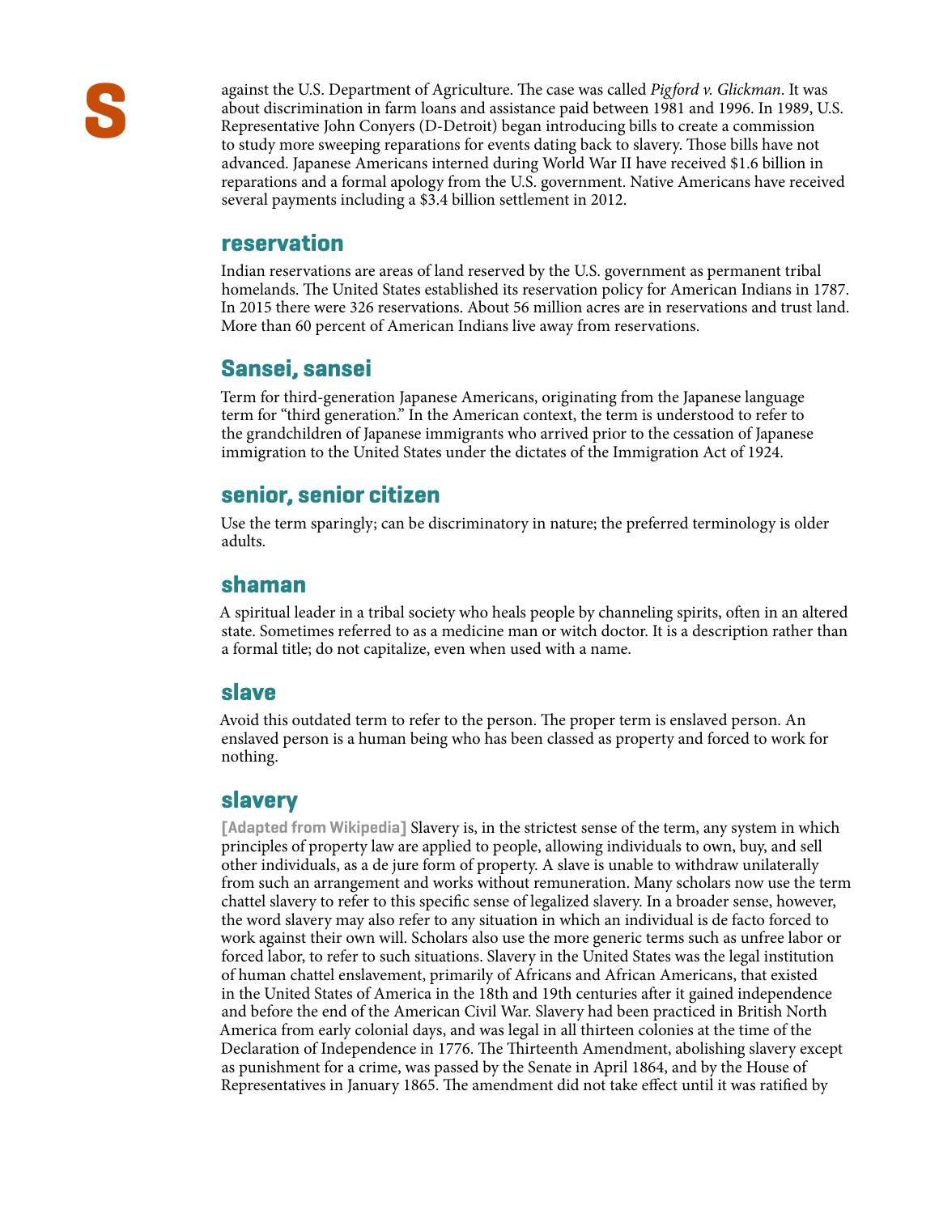against the U.S. Department of Agriculture. The case was called *Pigford v. Glickman*. It was about discrimination in farm loans and assistance paid between 1981 and 1996. In 1989, U.S. Representative John Conyers (D-Detroit) began introducing bills to create a commission to study more sweeping reparations for events dating back to slavery. Those bills have not advanced. Japanese Americans interned during World War II have received $1.6 billion in reparations and a formal apology from the U.S. government. Native Americans have received several payments including a $3.4 billion settlement in 2012.

## reservation

Indian reservations are areas of land reserved by the U.S. government as permanent tribal homelands. The United States established its reservation policy for American Indians in 1787. In 2015 there were 326 reservations. About 56 million acres are in reservations and trust land. More than 60 percent of American Indians live away from reservations.

## Sansei, sansei

Term for third-generation Japanese Americans, originating from the Japanese language term for "third generation." In the American context, the term is understood to refer to the grandchildren of Japanese immigrants who arrived prior to the cessation of Japanese immigration to the United States under the dictates of the Immigration Act of 1924.

## senior, senior citizen

Use the term sparingly; can be discriminatory in nature; the preferred terminology is older adults.

## shaman

A spiritual leader in a tribal society who heals people by channeling spirits, often in an altered state. Sometimes referred to as a medicine man or witch doctor. It is a description rather than a formal title; do not capitalize, even when used with a name.

## slave

Avoid this outdated term to refer to the person. The proper term is enslaved person. An enslaved person is a human being who has been classed as property and forced to work for nothing.

## slavery

**[Adapted from Wikipedia]** Slavery is, in the strictest sense of the term, any system in which principles of property law are applied to people, allowing individuals to own, buy, and sell other individuals, as a de jure form of property. A slave is unable to withdraw unilaterally from such an arrangement and works without remuneration. Many scholars now use the term chattel slavery to refer to this specific sense of legalized slavery. In a broader sense, however, the word slavery may also refer to any situation in which an individual is de facto forced to work against their own will. Scholars also use the more generic terms such as unfree labor or forced labor, to refer to such situations. Slavery in the United States was the legal institution of human chattel enslavement, primarily of Africans and African Americans, that existed in the United States of America in the 18th and 19th centuries after it gained independence and before the end of the American Civil War. Slavery had been practiced in British North America from early colonial days, and was legal in all thirteen colonies at the time of the Declaration of Independence in 1776. The Thirteenth Amendment, abolishing slavery except as punishment for a crime, was passed by the Senate in April 1864, and by the House of Representatives in January 1865. The amendment did not take effect until it was ratified by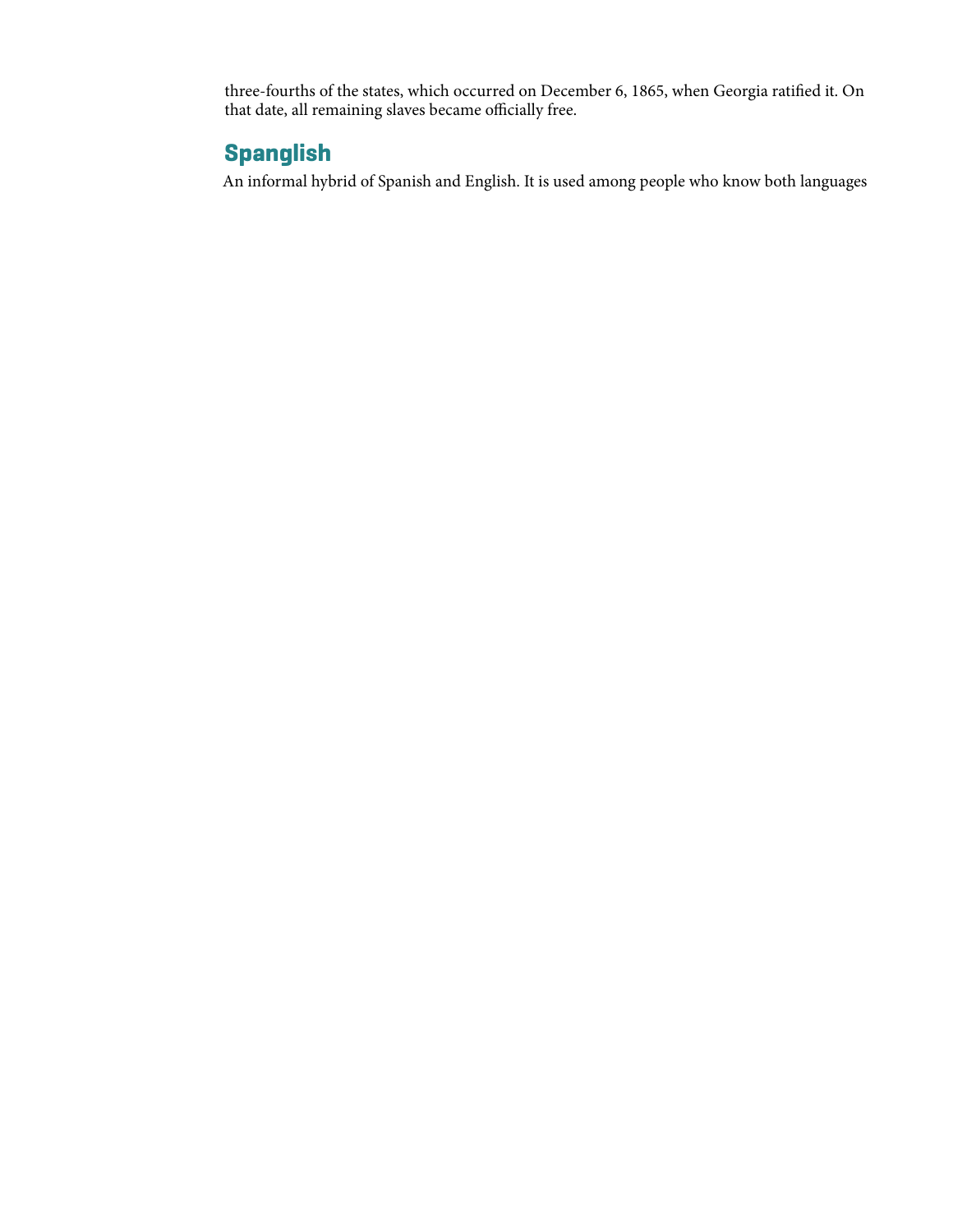three-fourths of the states, which occurred on December 6, 1865, when Georgia ratified it. On that date, all remaining slaves became officially free.

## Spanglish

An informal hybrid of Spanish and English. It is used among people who know both languages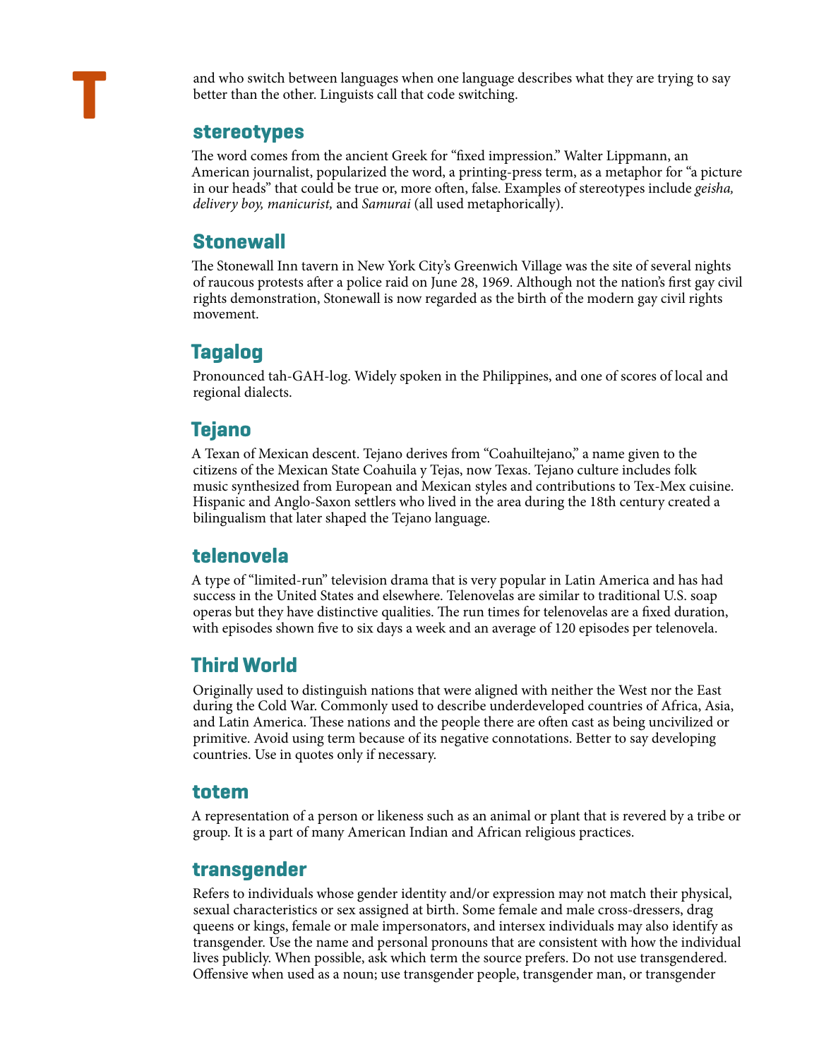and who switch between languages when one language describes what they are trying to say better than the other. Linguists call that code switching.

## stereotypes

The word comes from the ancient Greek for "fixed impression." Walter Lippmann, an American journalist, popularized the word, a printing-press term, as a metaphor for "a picture in our heads" that could be true or, more often, false. Examples of stereotypes include *geisha, delivery boy, manicurist,* and *Samurai* (all used metaphorically).

## Stonewall

The Stonewall Inn tavern in New York City's Greenwich Village was the site of several nights of raucous protests after a police raid on June 28, 1969. Although not the nation's first gay civil rights demonstration, Stonewall is now regarded as the birth of the modern gay civil rights movement.

## Tagalog

Pronounced tah-GAH-log. Widely spoken in the Philippines, and one of scores of local and regional dialects.

## Tejano

A Texan of Mexican descent. Tejano derives from "Coahuiltejano," a name given to the citizens of the Mexican State Coahuila y Tejas, now Texas. Tejano culture includes folk music synthesized from European and Mexican styles and contributions to Tex-Mex cuisine. Hispanic and Anglo-Saxon settlers who lived in the area during the 18th century created a bilingualism that later shaped the Tejano language.

## telenovela

A type of "limited-run" television drama that is very popular in Latin America and has had success in the United States and elsewhere. Telenovelas are similar to traditional U.S. soap operas but they have distinctive qualities. The run times for telenovelas are a fixed duration, with episodes shown five to six days a week and an average of 120 episodes per telenovela.

## Third World

Originally used to distinguish nations that were aligned with neither the West nor the East during the Cold War. Commonly used to describe underdeveloped countries of Africa, Asia, and Latin America. These nations and the people there are often cast as being uncivilized or primitive. Avoid using term because of its negative connotations. Better to say developing countries. Use in quotes only if necessary.

## totem

A representation of a person or likeness such as an animal or plant that is revered by a tribe or group. It is a part of many American Indian and African religious practices.

## transgender

Refers to individuals whose gender identity and/or expression may not match their physical, sexual characteristics or sex assigned at birth. Some female and male cross-dressers, drag queens or kings, female or male impersonators, and intersex individuals may also identify as transgender. Use the name and personal pronouns that are consistent with how the individual lives publicly. When possible, ask which term the source prefers. Do not use transgendered. Offensive when used as a noun; use transgender people, transgender man, or transgender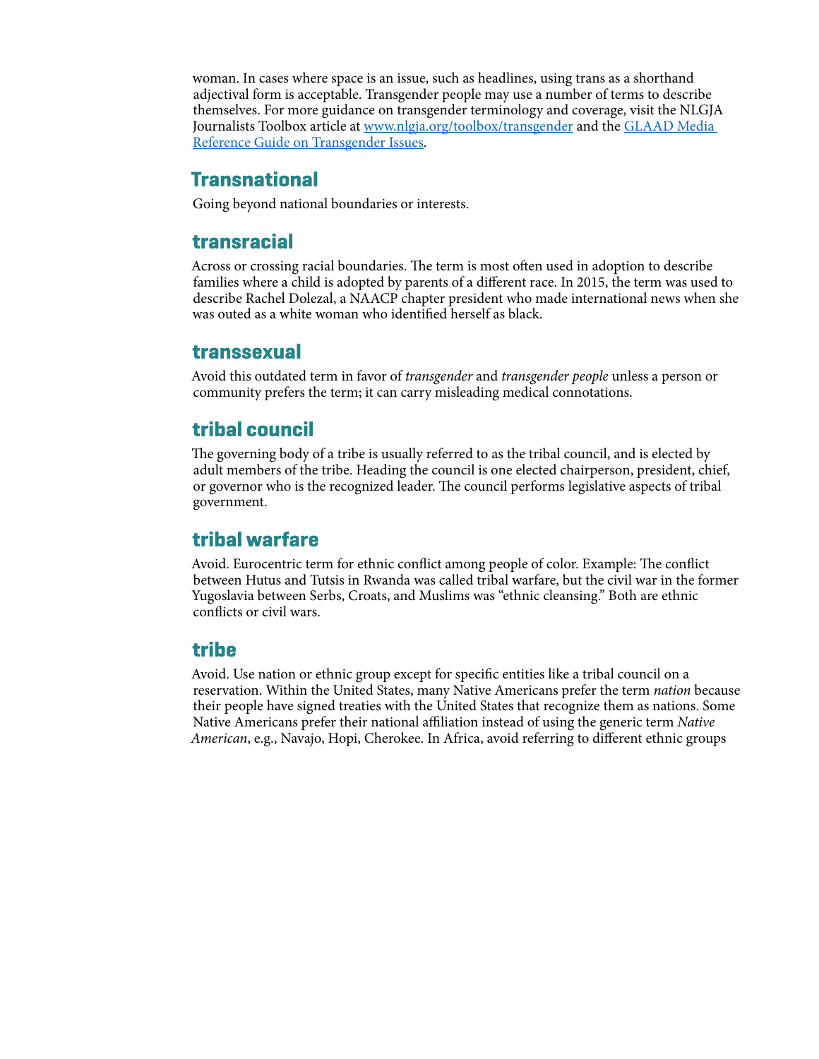woman. In cases where space is an issue, such as headlines, using trans as a shorthand adjectival form is acceptable. Transgender people may use a number of terms to describe themselves. For more guidance on transgender terminology and coverage, visit the NLGJA Journalists Toolbox article at [www.nlgja.org/toolbox/transgender](www.nlgja.org/toolbox/transgender) and the [GLAAD Media Reference Guide on Transgender Issues](GLAAD Media Reference Guide on Transgender Issues).

## Transnational

Going beyond national boundaries or interests.

## transracial

Across or crossing racial boundaries. The term is most often used in adoption to describe families where a child is adopted by parents of a different race. In 2015, the term was used to describe Rachel Dolezal, a NAACP chapter president who made international news when she was outed as a white woman who identified herself as black.

## transsexual

Avoid this outdated term in favor of *transgender* and *transgender people* unless a person or community prefers the term; it can carry misleading medical connotations.

## tribal council

The governing body of a tribe is usually referred to as the tribal council, and is elected by adult members of the tribe. Heading the council is one elected chairperson, president, chief, or governor who is the recognized leader. The council performs legislative aspects of tribal government.

## tribal warfare

Avoid. Eurocentric term for ethnic conflict among people of color. Example: The conflict between Hutus and Tutsis in Rwanda was called tribal warfare, but the civil war in the former Yugoslavia between Serbs, Croats, and Muslims was "ethnic cleansing." Both are ethnic conflicts or civil wars.

## tribe

Avoid. Use nation or ethnic group except for specific entities like a tribal council on a reservation. Within the United States, many Native Americans prefer the term *nation* because their people have signed treaties with the United States that recognize them as nations. Some Native Americans prefer their national affiliation instead of using the generic term *Native American*, e.g., Navajo, Hopi, Cherokee. In Africa, avoid referring to different ethnic groups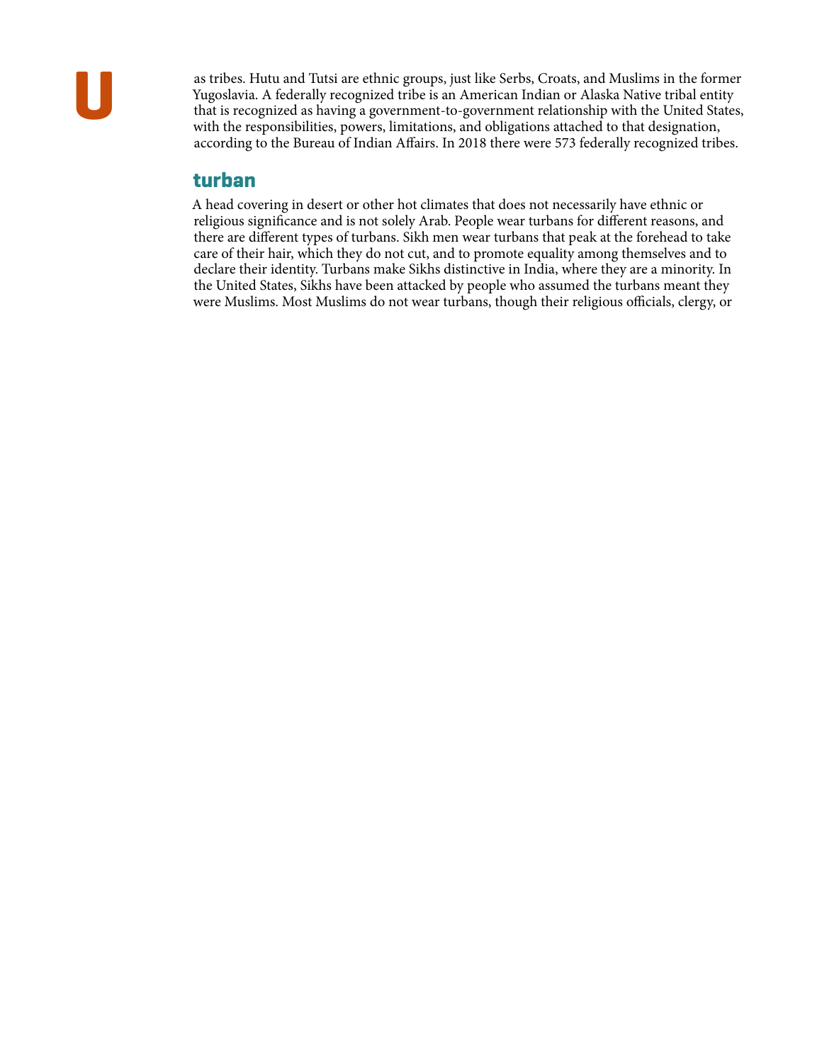as tribes. Hutu and Tutsi are ethnic groups, just like Serbs, Croats, and Muslims in the former Yugoslavia. A federally recognized tribe is an American Indian or Alaska Native tribal entity that is recognized as having a government-to-government relationship with the United States, with the responsibilities, powers, limitations, and obligations attached to that designation, according to the Bureau of Indian Affairs. In 2018 there were 573 federally recognized tribes.

## turban

A head covering in desert or other hot climates that does not necessarily have ethnic or religious significance and is not solely Arab. People wear turbans for different reasons, and there are different types of turbans. Sikh men wear turbans that peak at the forehead to take care of their hair, which they do not cut, and to promote equality among themselves and to declare their identity. Turbans make Sikhs distinctive in India, where they are a minority. In the United States, Sikhs have been attacked by people who assumed the turbans meant they were Muslims. Most Muslims do not wear turbans, though their religious officials, clergy, or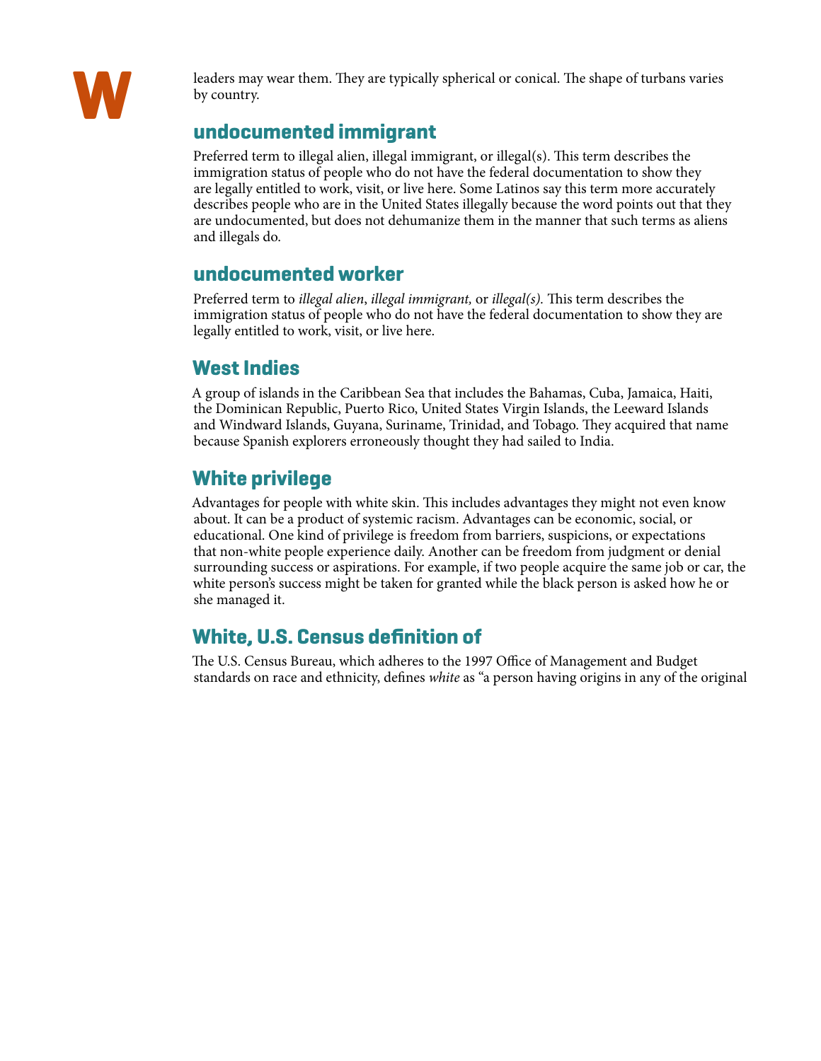leaders may wear them. They are typically spherical or conical. The shape of turbans varies by country.

## undocumented immigrant

Preferred term to illegal alien, illegal immigrant, or illegal(s). This term describes the immigration status of people who do not have the federal documentation to show they are legally entitled to work, visit, or live here. Some Latinos say this term more accurately describes people who are in the United States illegally because the word points out that they are undocumented, but does not dehumanize them in the manner that such terms as aliens and illegals do.

## undocumented worker

Preferred term to *illegal alien*, *illegal immigrant,* or *illegal(s).* This term describes the immigration status of people who do not have the federal documentation to show they are legally entitled to work, visit, or live here.

## West Indies

A group of islands in the Caribbean Sea that includes the Bahamas, Cuba, Jamaica, Haiti, the Dominican Republic, Puerto Rico, United States Virgin Islands, the Leeward Islands and Windward Islands, Guyana, Suriname, Trinidad, and Tobago. They acquired that name because Spanish explorers erroneously thought they had sailed to India.

## White privilege

Advantages for people with white skin. This includes advantages they might not even know about. It can be a product of systemic racism. Advantages can be economic, social, or educational. One kind of privilege is freedom from barriers, suspicions, or expectations that non-white people experience daily. Another can be freedom from judgment or denial surrounding success or aspirations. For example, if two people acquire the same job or car, the white person's success might be taken for granted while the black person is asked how he or she managed it.

## White, U.S. Census definition of

The U.S. Census Bureau, which adheres to the 1997 Office of Management and Budget standards on race and ethnicity, defines *white* as "a person having origins in any of the original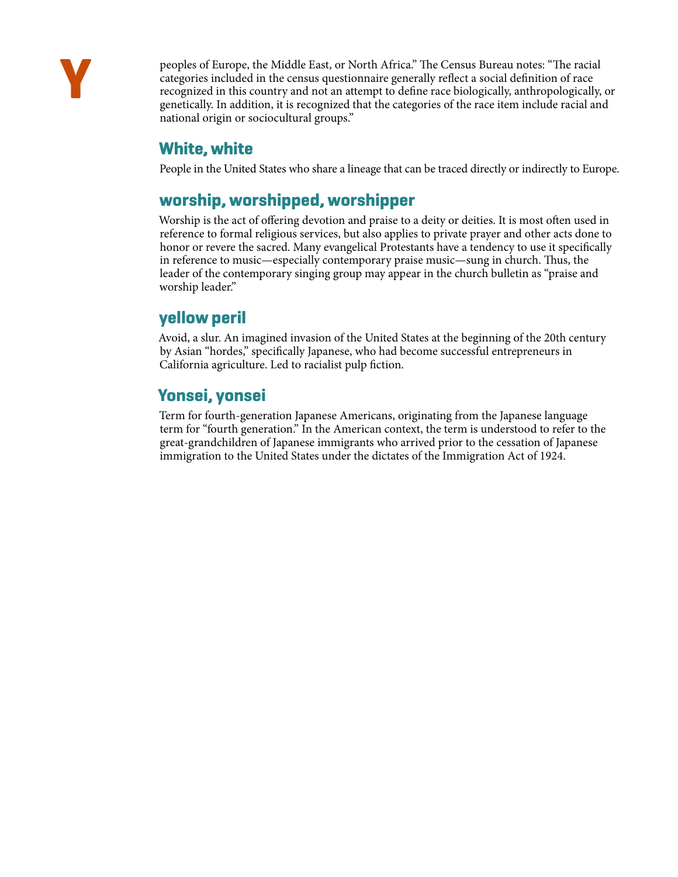# Y

peoples of Europe, the Middle East, or North Africa." The Census Bureau notes: "The racial categories included in the census questionnaire generally reflect a social definition of race recognized in this country and not an attempt to define race biologically, anthropologically, or genetically. In addition, it is recognized that the categories of the race item include racial and national origin or sociocultural groups."

## White, white

People in the United States who share a lineage that can be traced directly or indirectly to Europe.

## worship, worshipped, worshipper

Worship is the act of offering devotion and praise to a deity or deities. It is most often used in reference to formal religious services, but also applies to private prayer and other acts done to honor or revere the sacred. Many evangelical Protestants have a tendency to use it specifically in reference to music—especially contemporary praise music—sung in church. Thus, the leader of the contemporary singing group may appear in the church bulletin as "praise and worship leader."

## yellow peril

Avoid, a slur. An imagined invasion of the United States at the beginning of the 20th century by Asian "hordes," specifically Japanese, who had become successful entrepreneurs in California agriculture. Led to racialist pulp fiction.

## Yonsei, yonsei

Term for fourth-generation Japanese Americans, originating from the Japanese language term for "fourth generation." In the American context, the term is understood to refer to the great-grandchildren of Japanese immigrants who arrived prior to the cessation of Japanese immigration to the United States under the dictates of the Immigration Act of 1924.